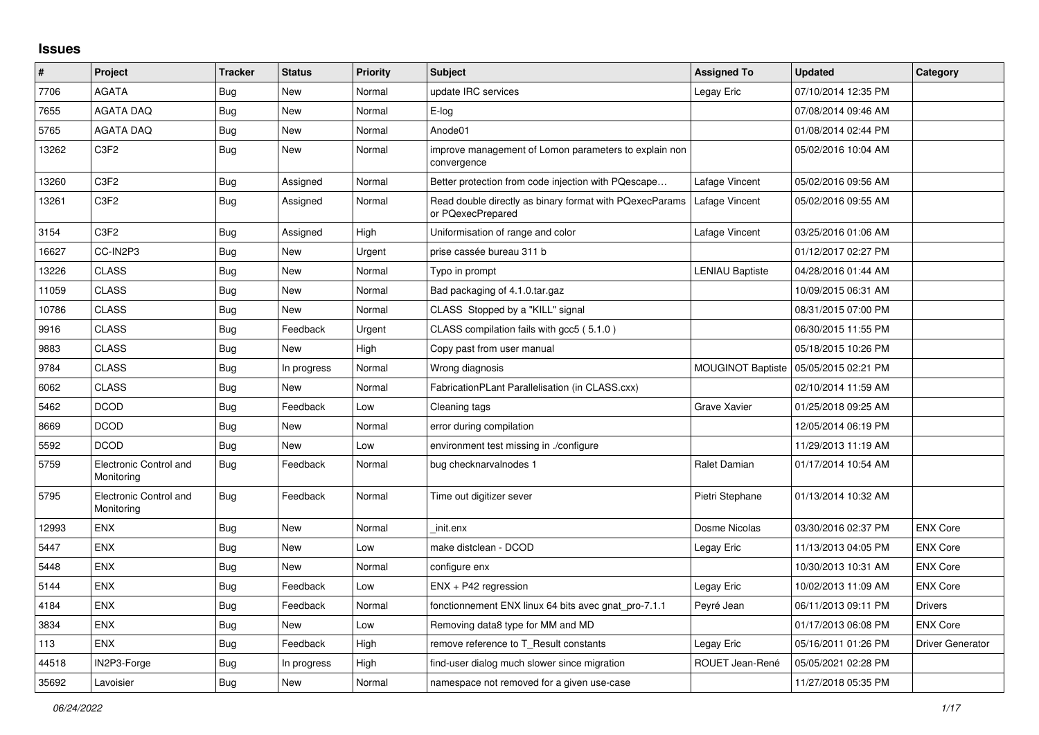## Issues

| # | Project | Tracker | Status | Priority | Subject | Assigned To | Updated | Category |
|---|---|---|---|---|---|---|---|---|
| 7706 | AGATA | Bug | New | Normal | update IRC services | Legay Eric | 07/10/2014 12:35 PM | |
| 7655 | AGATA DAQ | Bug | New | Normal | E-log | | 07/08/2014 09:46 AM | |
| 5765 | AGATA DAQ | Bug | New | Normal | Anode01 | | 01/08/2014 02:44 PM | |
| 13262 | C3F2 | Bug | New | Normal | improve management of Lomon parameters to explain non convergence | | 05/02/2016 10:04 AM | |
| 13260 | C3F2 | Bug | Assigned | Normal | Better protection from code injection with PQescape… | Lafage Vincent | 05/02/2016 09:56 AM | |
| 13261 | C3F2 | Bug | Assigned | Normal | Read double directly as binary format with PQexecParams or PQexecPrepared | Lafage Vincent | 05/02/2016 09:55 AM | |
| 3154 | C3F2 | Bug | Assigned | High | Uniformisation of range and color | Lafage Vincent | 03/25/2016 01:06 AM | |
| 16627 | CC-IN2P3 | Bug | New | Urgent | prise cassée bureau 311 b | | 01/12/2017 02:27 PM | |
| 13226 | CLASS | Bug | New | Normal | Typo in prompt | LENIAU Baptiste | 04/28/2016 01:44 AM | |
| 11059 | CLASS | Bug | New | Normal | Bad packaging of 4.1.0.tar.gaz | | 10/09/2015 06:31 AM | |
| 10786 | CLASS | Bug | New | Normal | CLASS Stopped by a "KILL" signal | | 08/31/2015 07:00 PM | |
| 9916 | CLASS | Bug | Feedback | Urgent | CLASS compilation fails with gcc5 ( 5.1.0 ) | | 06/30/2015 11:55 PM | |
| 9883 | CLASS | Bug | New | High | Copy past from user manual | | 05/18/2015 10:26 PM | |
| 9784 | CLASS | Bug | In progress | Normal | Wrong diagnosis | MOUGINOT Baptiste | 05/05/2015 02:21 PM | |
| 6062 | CLASS | Bug | New | Normal | FabricationPLant Parallelisation (in CLASS.cxx) | | 02/10/2014 11:59 AM | |
| 5462 | DCOD | Bug | Feedback | Low | Cleaning tags | Grave Xavier | 01/25/2018 09:25 AM | |
| 8669 | DCOD | Bug | New | Normal | error during compilation | | 12/05/2014 06:19 PM | |
| 5592 | DCOD | Bug | New | Low | environment test missing in ./configure | | 11/29/2013 11:19 AM | |
| 5759 | Electronic Control and Monitoring | Bug | Feedback | Normal | bug checknarvalnodes 1 | Ralet Damian | 01/17/2014 10:54 AM | |
| 5795 | Electronic Control and Monitoring | Bug | Feedback | Normal | Time out digitizer sever | Pietri Stephane | 01/13/2014 10:32 AM | |
| 12993 | ENX | Bug | New | Normal | _init.enx | Dosme Nicolas | 03/30/2016 02:37 PM | ENX Core |
| 5447 | ENX | Bug | New | Low | make distclean - DCOD | Legay Eric | 11/13/2013 04:05 PM | ENX Core |
| 5448 | ENX | Bug | New | Normal | configure enx | | 10/30/2013 10:31 AM | ENX Core |
| 5144 | ENX | Bug | Feedback | Low | ENX + P42 regression | Legay Eric | 10/02/2013 11:09 AM | ENX Core |
| 4184 | ENX | Bug | Feedback | Normal | fonctionnement ENX linux 64 bits avec gnat_pro-7.1.1 | Peyré Jean | 06/11/2013 09:11 PM | Drivers |
| 3834 | ENX | Bug | New | Low | Removing data8 type for MM and MD | | 01/17/2013 06:08 PM | ENX Core |
| 113 | ENX | Bug | Feedback | High | remove reference to T_Result constants | Legay Eric | 05/16/2011 01:26 PM | Driver Generator |
| 44518 | IN2P3-Forge | Bug | In progress | High | find-user dialog much slower since migration | ROUET Jean-René | 05/05/2021 02:28 PM | |
| 35692 | Lavoisier | Bug | New | Normal | namespace not removed for a given use-case | | 11/27/2018 05:35 PM | |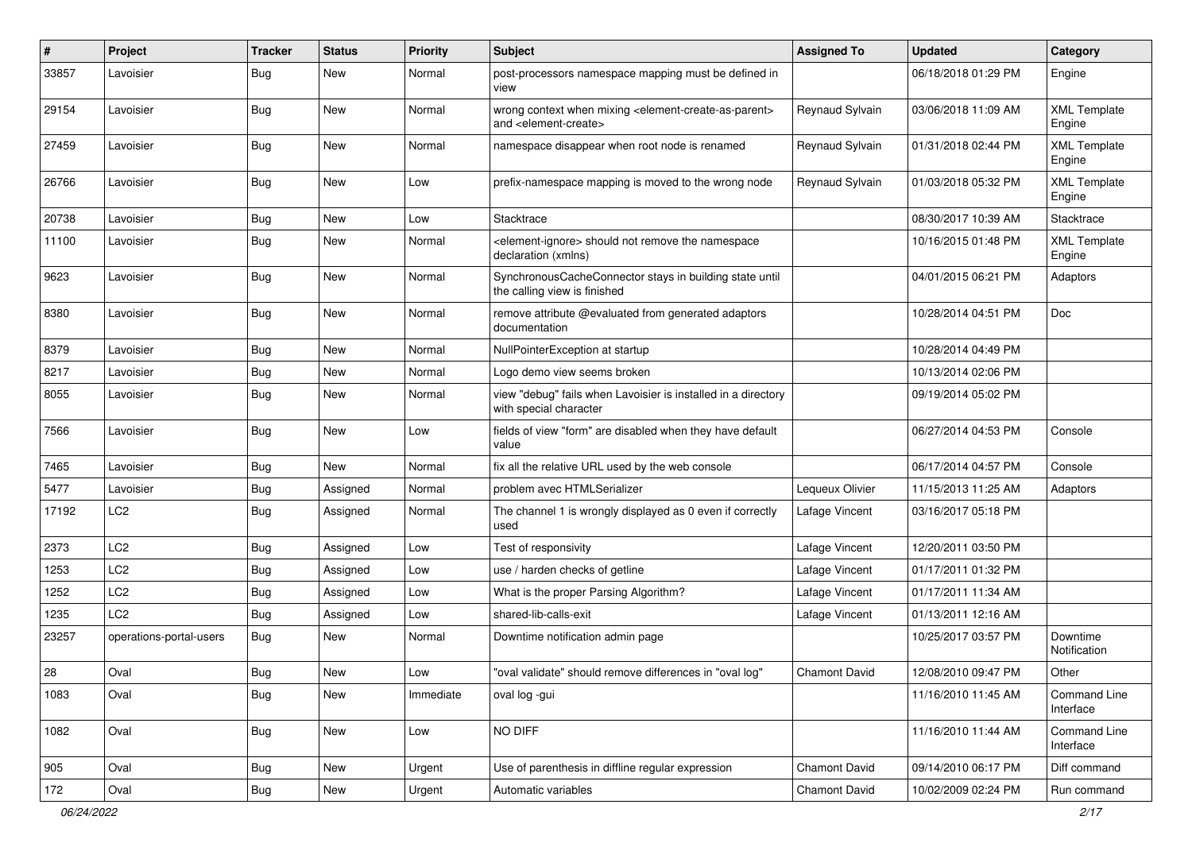| # | Project | Tracker | Status | Priority | Subject | Assigned To | Updated | Category |
| --- | --- | --- | --- | --- | --- | --- | --- | --- |
| 33857 | Lavoisier | Bug | New | Normal | post-processors namespace mapping must be defined in view | | 06/18/2018 01:29 PM | Engine |
| 29154 | Lavoisier | Bug | New | Normal | wrong context when mixing <element-create-as-parent> and <element-create> | Reynaud Sylvain | 03/06/2018 11:09 AM | XML Template Engine |
| 27459 | Lavoisier | Bug | New | Normal | namespace disappear when root node is renamed | Reynaud Sylvain | 01/31/2018 02:44 PM | XML Template Engine |
| 26766 | Lavoisier | Bug | New | Low | prefix-namespace mapping is moved to the wrong node | Reynaud Sylvain | 01/03/2018 05:32 PM | XML Template Engine |
| 20738 | Lavoisier | Bug | New | Low | Stacktrace | | 08/30/2017 10:39 AM | Stacktrace |
| 11100 | Lavoisier | Bug | New | Normal | <element-ignore> should not remove the namespace declaration (xmlns) | | 10/16/2015 01:48 PM | XML Template Engine |
| 9623 | Lavoisier | Bug | New | Normal | SynchronousCacheConnector stays in building state until the calling view is finished | | 04/01/2015 06:21 PM | Adaptors |
| 8380 | Lavoisier | Bug | New | Normal | remove attribute @evaluated from generated adaptors documentation | | 10/28/2014 04:51 PM | Doc |
| 8379 | Lavoisier | Bug | New | Normal | NullPointerException at startup | | 10/28/2014 04:49 PM | |
| 8217 | Lavoisier | Bug | New | Normal | Logo demo view seems broken | | 10/13/2014 02:06 PM | |
| 8055 | Lavoisier | Bug | New | Normal | view "debug" fails when Lavoisier is installed in a directory with special character | | 09/19/2014 05:02 PM | |
| 7566 | Lavoisier | Bug | New | Low | fields of view "form" are disabled when they have default value | | 06/27/2014 04:53 PM | Console |
| 7465 | Lavoisier | Bug | New | Normal | fix all the relative URL used by the web console | | 06/17/2014 04:57 PM | Console |
| 5477 | Lavoisier | Bug | Assigned | Normal | problem avec HTMLSerializer | Lequeux Olivier | 11/15/2013 11:25 AM | Adaptors |
| 17192 | LC2 | Bug | Assigned | Normal | The channel 1 is wrongly displayed as 0 even if correctly used | Lafage Vincent | 03/16/2017 05:18 PM | |
| 2373 | LC2 | Bug | Assigned | Low | Test of responsivity | Lafage Vincent | 12/20/2011 03:50 PM | |
| 1253 | LC2 | Bug | Assigned | Low | use / harden checks of getline | Lafage Vincent | 01/17/2011 01:32 PM | |
| 1252 | LC2 | Bug | Assigned | Low | What is the proper Parsing Algorithm? | Lafage Vincent | 01/17/2011 11:34 AM | |
| 1235 | LC2 | Bug | Assigned | Low | shared-lib-calls-exit | Lafage Vincent | 01/13/2011 12:16 AM | |
| 23257 | operations-portal-users | Bug | New | Normal | Downtime notification admin page | | 10/25/2017 03:57 PM | Downtime Notification |
| 28 | Oval | Bug | New | Low | "oval validate" should remove differences in "oval log" | Chamont David | 12/08/2010 09:47 PM | Other |
| 1083 | Oval | Bug | New | Immediate | oval log -gui | | 11/16/2010 11:45 AM | Command Line Interface |
| 1082 | Oval | Bug | New | Low | NO DIFF | | 11/16/2010 11:44 AM | Command Line Interface |
| 905 | Oval | Bug | New | Urgent | Use of parenthesis in diffline regular expression | Chamont David | 09/14/2010 06:17 PM | Diff command |
| 172 | Oval | Bug | New | Urgent | Automatic variables | Chamont David | 10/02/2009 02:24 PM | Run command |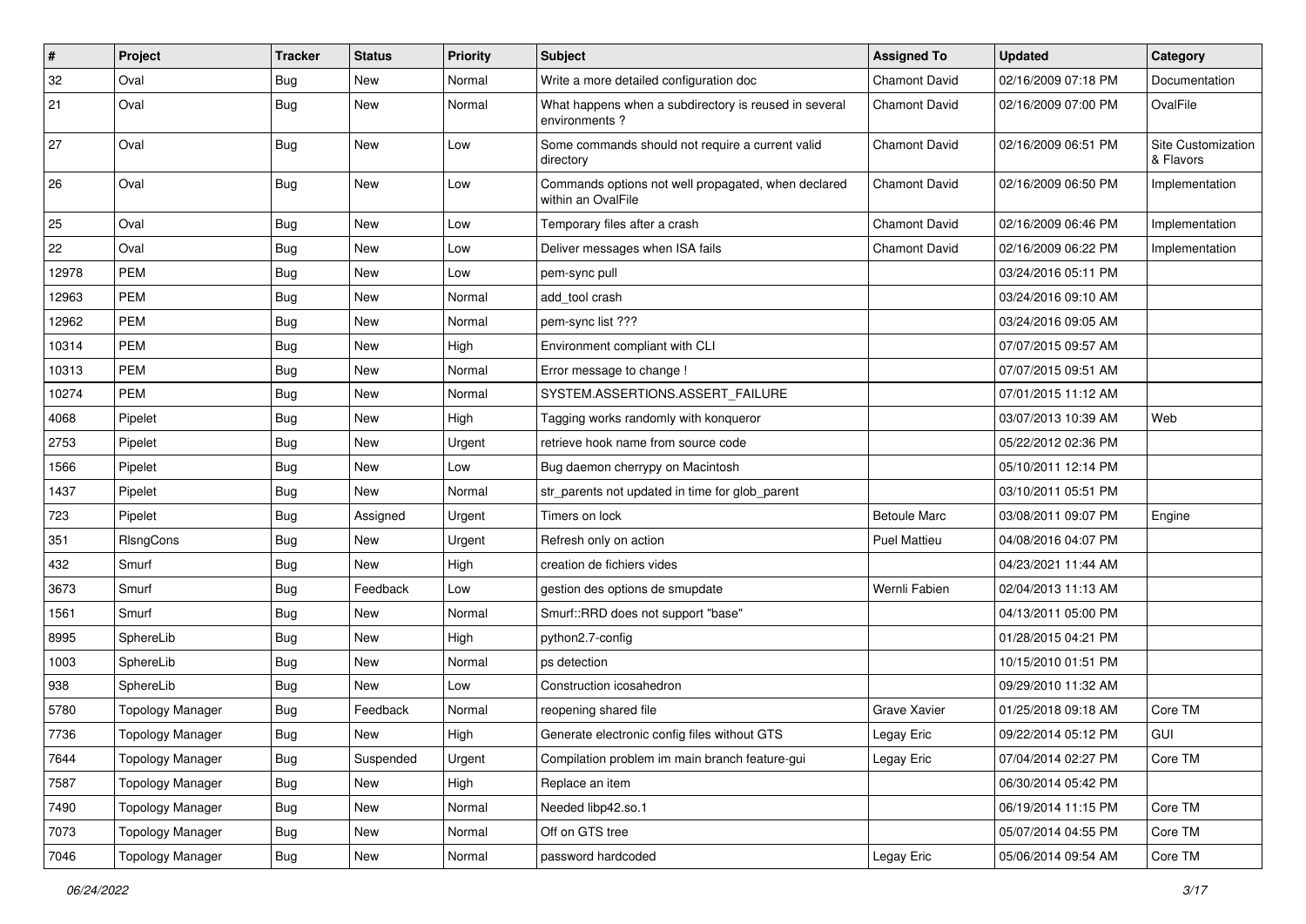| # | Project | Tracker | Status | Priority | Subject | Assigned To | Updated | Category |
|---|---|---|---|---|---|---|---|---|
| 32 | Oval | Bug | New | Normal | Write a more detailed configuration doc | Chamont David | 02/16/2009 07:18 PM | Documentation |
| 21 | Oval | Bug | New | Normal | What happens when a subdirectory is reused in several environments ? | Chamont David | 02/16/2009 07:00 PM | OvalFile |
| 27 | Oval | Bug | New | Low | Some commands should not require a current valid directory | Chamont David | 02/16/2009 06:51 PM | Site Customization & Flavors |
| 26 | Oval | Bug | New | Low | Commands options not well propagated, when declared within an OvalFile | Chamont David | 02/16/2009 06:50 PM | Implementation |
| 25 | Oval | Bug | New | Low | Temporary files after a crash | Chamont David | 02/16/2009 06:46 PM | Implementation |
| 22 | Oval | Bug | New | Low | Deliver messages when ISA fails | Chamont David | 02/16/2009 06:22 PM | Implementation |
| 12978 | PEM | Bug | New | Low | pem-sync pull | | 03/24/2016 05:11 PM | |
| 12963 | PEM | Bug | New | Normal | add_tool crash | | 03/24/2016 09:10 AM | |
| 12962 | PEM | Bug | New | Normal | pem-sync list ??? | | 03/24/2016 09:05 AM | |
| 10314 | PEM | Bug | New | High | Environment compliant with CLI | | 07/07/2015 09:57 AM | |
| 10313 | PEM | Bug | New | Normal | Error message to change ! | | 07/07/2015 09:51 AM | |
| 10274 | PEM | Bug | New | Normal | SYSTEM.ASSERTIONS.ASSERT_FAILURE | | 07/01/2015 11:12 AM | |
| 4068 | Pipelet | Bug | New | High | Tagging works randomly with konqueror | | 03/07/2013 10:39 AM | Web |
| 2753 | Pipelet | Bug | New | Urgent | retrieve hook name from source code | | 05/22/2012 02:36 PM | |
| 1566 | Pipelet | Bug | New | Low | Bug daemon cherrypy on Macintosh | | 05/10/2011 12:14 PM | |
| 1437 | Pipelet | Bug | New | Normal | str_parents not updated in time for glob_parent | | 03/10/2011 05:51 PM | |
| 723 | Pipelet | Bug | Assigned | Urgent | Timers on lock | Betoule Marc | 03/08/2011 09:07 PM | Engine |
| 351 | RlsngCons | Bug | New | Urgent | Refresh only on action | Puel Mattieu | 04/08/2016 04:07 PM | |
| 432 | Smurf | Bug | New | High | creation de fichiers vides | | 04/23/2021 11:44 AM | |
| 3673 | Smurf | Bug | Feedback | Low | gestion des options de smupdate | Wernli Fabien | 02/04/2013 11:13 AM | |
| 1561 | Smurf | Bug | New | Normal | Smurf::RRD does not support "base" | | 04/13/2011 05:00 PM | |
| 8995 | SphereLib | Bug | New | High | python2.7-config | | 01/28/2015 04:21 PM | |
| 1003 | SphereLib | Bug | New | Normal | ps detection | | 10/15/2010 01:51 PM | |
| 938 | SphereLib | Bug | New | Low | Construction icosahedron | | 09/29/2010 11:32 AM | |
| 5780 | Topology Manager | Bug | Feedback | Normal | reopening shared file | Grave Xavier | 01/25/2018 09:18 AM | Core TM |
| 7736 | Topology Manager | Bug | New | High | Generate electronic config files without GTS | Legay Eric | 09/22/2014 05:12 PM | GUI |
| 7644 | Topology Manager | Bug | Suspended | Urgent | Compilation problem im main branch feature-gui | Legay Eric | 07/04/2014 02:27 PM | Core TM |
| 7587 | Topology Manager | Bug | New | High | Replace an item | | 06/30/2014 05:42 PM | |
| 7490 | Topology Manager | Bug | New | Normal | Needed libp42.so.1 | | 06/19/2014 11:15 PM | Core TM |
| 7073 | Topology Manager | Bug | New | Normal | Off on GTS tree | | 05/07/2014 04:55 PM | Core TM |
| 7046 | Topology Manager | Bug | New | Normal | password hardcoded | Legay Eric | 05/06/2014 09:54 AM | Core TM |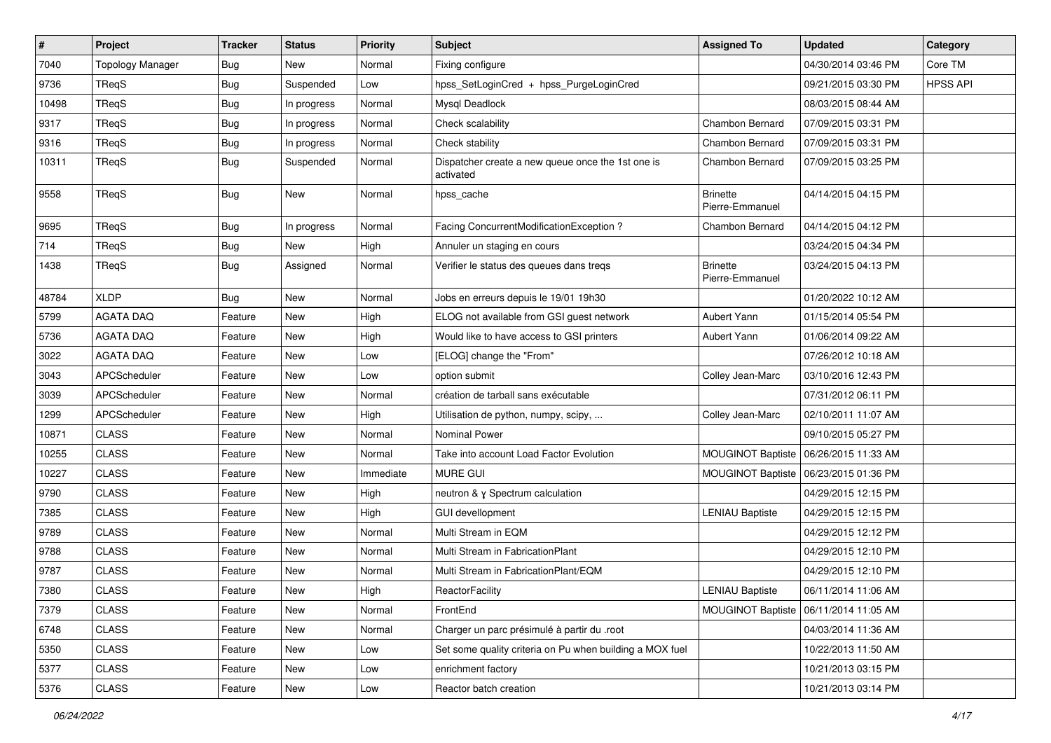| # | Project | Tracker | Status | Priority | Subject | Assigned To | Updated | Category |
|---|---|---|---|---|---|---|---|---|
| 7040 | Topology Manager | Bug | New | Normal | Fixing configure | | 04/30/2014 03:46 PM | Core TM |
| 9736 | TReqS | Bug | Suspended | Low | hpss_SetLoginCred + hpss_PurgeLoginCred | | 09/21/2015 03:30 PM | HPSS API |
| 10498 | TReqS | Bug | In progress | Normal | Mysql Deadlock | | 08/03/2015 08:44 AM | |
| 9317 | TReqS | Bug | In progress | Normal | Check scalability | Chambon Bernard | 07/09/2015 03:31 PM | |
| 9316 | TReqS | Bug | In progress | Normal | Check stability | Chambon Bernard | 07/09/2015 03:31 PM | |
| 10311 | TReqS | Bug | Suspended | Normal | Dispatcher create a new queue once the 1st one is activated | Chambon Bernard | 07/09/2015 03:25 PM | |
| 9558 | TReqS | Bug | New | Normal | hpss_cache | Brinette Pierre-Emmanuel | 04/14/2015 04:15 PM | |
| 9695 | TReqS | Bug | In progress | Normal | Facing ConcurrentModificationException ? | Chambon Bernard | 04/14/2015 04:12 PM | |
| 714 | TReqS | Bug | New | High | Annuler un staging en cours | | 03/24/2015 04:34 PM | |
| 1438 | TReqS | Bug | Assigned | Normal | Verifier le status des queues dans treqs | Brinette Pierre-Emmanuel | 03/24/2015 04:13 PM | |
| 48784 | XLDP | Bug | New | Normal | Jobs en erreurs depuis le 19/01 19h30 | | 01/20/2022 10:12 AM | |
| 5799 | AGATA DAQ | Feature | New | High | ELOG not available from GSI guest network | Aubert Yann | 01/15/2014 05:54 PM | |
| 5736 | AGATA DAQ | Feature | New | High | Would like to have access to GSI printers | Aubert Yann | 01/06/2014 09:22 AM | |
| 3022 | AGATA DAQ | Feature | New | Low | [ELOG] change the "From" | | 07/26/2012 10:18 AM | |
| 3043 | APCScheduler | Feature | New | Low | option submit | Colley Jean-Marc | 03/10/2016 12:43 PM | |
| 3039 | APCScheduler | Feature | New | Normal | création de tarball sans exécutable | | 07/31/2012 06:11 PM | |
| 1299 | APCScheduler | Feature | New | High | Utilisation de python, numpy, scipy, ... | Colley Jean-Marc | 02/10/2011 11:07 AM | |
| 10871 | CLASS | Feature | New | Normal | Nominal Power | | 09/10/2015 05:27 PM | |
| 10255 | CLASS | Feature | New | Normal | Take into account Load Factor Evolution | MOUGINOT Baptiste | 06/26/2015 11:33 AM | |
| 10227 | CLASS | Feature | New | Immediate | MURE GUI | MOUGINOT Baptiste | 06/23/2015 01:36 PM | |
| 9790 | CLASS | Feature | New | High | neutron & γ Spectrum calculation | | 04/29/2015 12:15 PM | |
| 7385 | CLASS | Feature | New | High | GUI devellopment | LENIAU Baptiste | 04/29/2015 12:15 PM | |
| 9789 | CLASS | Feature | New | Normal | Multi Stream in EQM | | 04/29/2015 12:12 PM | |
| 9788 | CLASS | Feature | New | Normal | Multi Stream in FabricationPlant | | 04/29/2015 12:10 PM | |
| 9787 | CLASS | Feature | New | Normal | Multi Stream in FabricationPlant/EQM | | 04/29/2015 12:10 PM | |
| 7380 | CLASS | Feature | New | High | ReactorFacility | LENIAU Baptiste | 06/11/2014 11:06 AM | |
| 7379 | CLASS | Feature | New | Normal | FrontEnd | MOUGINOT Baptiste | 06/11/2014 11:05 AM | |
| 6748 | CLASS | Feature | New | Normal | Charger un parc présimulé à partir du .root | | 04/03/2014 11:36 AM | |
| 5350 | CLASS | Feature | New | Low | Set some quality criteria on Pu when building a MOX fuel | | 10/22/2013 11:50 AM | |
| 5377 | CLASS | Feature | New | Low | enrichment factory | | 10/21/2013 03:15 PM | |
| 5376 | CLASS | Feature | New | Low | Reactor batch creation | | 10/21/2013 03:14 PM | |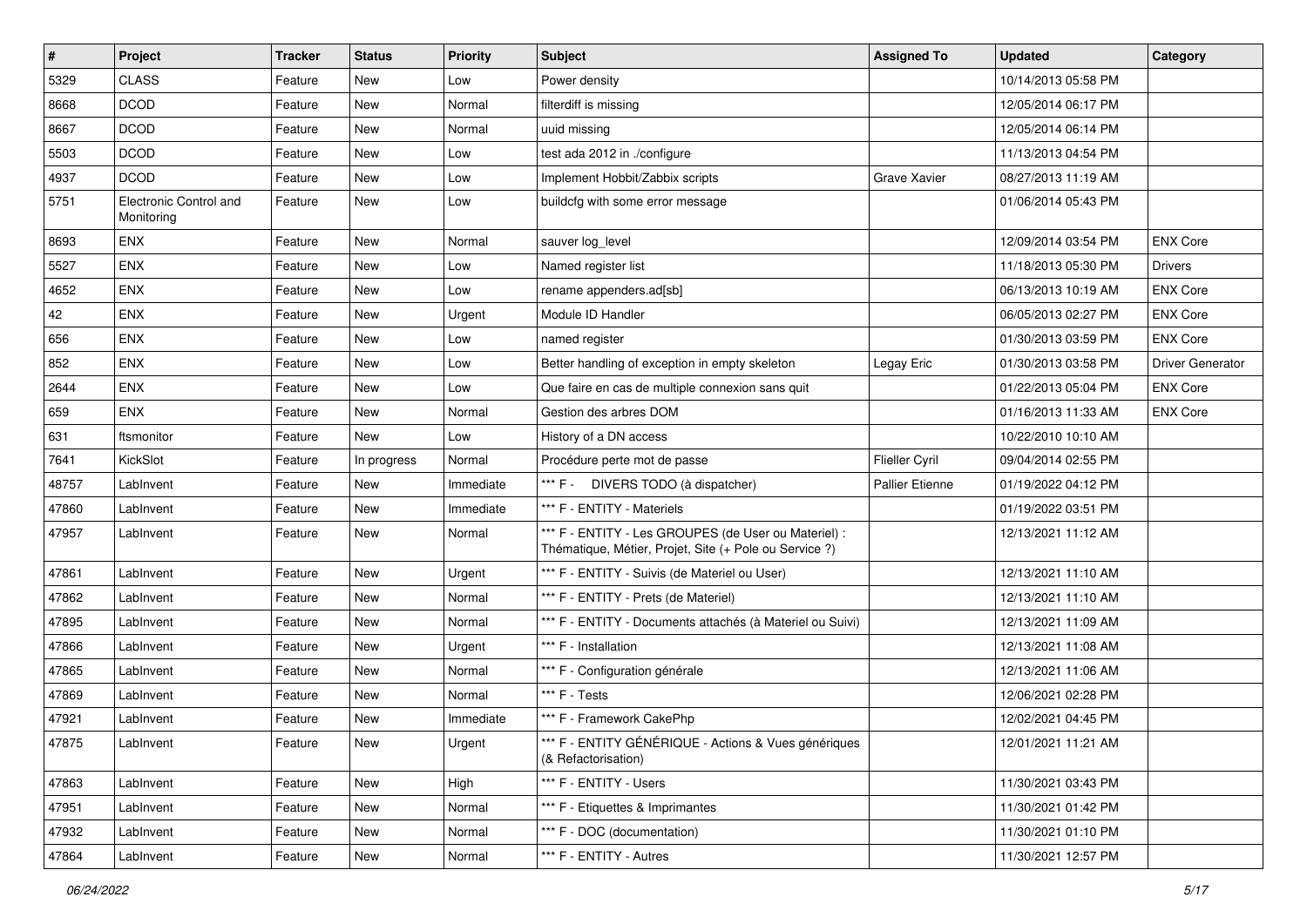| # | Project | Tracker | Status | Priority | Subject | Assigned To | Updated | Category |
|---|---|---|---|---|---|---|---|---|
| 5329 | CLASS | Feature | New | Low | Power density | | 10/14/2013 05:58 PM | |
| 8668 | DCOD | Feature | New | Normal | filterdiff is missing | | 12/05/2014 06:17 PM | |
| 8667 | DCOD | Feature | New | Normal | uuid missing | | 12/05/2014 06:14 PM | |
| 5503 | DCOD | Feature | New | Low | test ada 2012 in ./configure | | 11/13/2013 04:54 PM | |
| 4937 | DCOD | Feature | New | Low | Implement Hobbit/Zabbix scripts | Grave Xavier | 08/27/2013 11:19 AM | |
| 5751 | Electronic Control and Monitoring | Feature | New | Low | buildcfg with some error message | | 01/06/2014 05:43 PM | |
| 8693 | ENX | Feature | New | Normal | sauver log_level | | 12/09/2014 03:54 PM | ENX Core |
| 5527 | ENX | Feature | New | Low | Named register list | | 11/18/2013 05:30 PM | Drivers |
| 4652 | ENX | Feature | New | Low | rename appenders.ad[sb] | | 06/13/2013 10:19 AM | ENX Core |
| 42 | ENX | Feature | New | Urgent | Module ID Handler | | 06/05/2013 02:27 PM | ENX Core |
| 656 | ENX | Feature | New | Low | named register | | 01/30/2013 03:59 PM | ENX Core |
| 852 | ENX | Feature | New | Low | Better handling of exception in empty skeleton | Legay Eric | 01/30/2013 03:58 PM | Driver Generator |
| 2644 | ENX | Feature | New | Low | Que faire en cas de multiple connexion sans quit | | 01/22/2013 05:04 PM | ENX Core |
| 659 | ENX | Feature | New | Normal | Gestion des arbres DOM | | 01/16/2013 11:33 AM | ENX Core |
| 631 | ftsmonitor | Feature | New | Low | History of a DN access | | 10/22/2010 10:10 AM | |
| 7641 | KickSlot | Feature | In progress | Normal | Procédure perte mot de passe | Flieller Cyril | 09/04/2014 02:55 PM | |
| 48757 | LabInvent | Feature | New | Immediate | *** F - DIVERS TODO (à dispatcher) | Pallier Etienne | 01/19/2022 04:12 PM | |
| 47860 | LabInvent | Feature | New | Immediate | *** F - ENTITY - Materiels | | 01/19/2022 03:51 PM | |
| 47957 | LabInvent | Feature | New | Normal | *** F - ENTITY - Les GROUPES (de User ou Materiel) : Thématique, Métier, Projet, Site (+ Pole ou Service ?) | | 12/13/2021 11:12 AM | |
| 47861 | LabInvent | Feature | New | Urgent | *** F - ENTITY - Suivis (de Materiel ou User) | | 12/13/2021 11:10 AM | |
| 47862 | LabInvent | Feature | New | Normal | *** F - ENTITY - Prets (de Materiel) | | 12/13/2021 11:10 AM | |
| 47895 | LabInvent | Feature | New | Normal | *** F - ENTITY - Documents attachés (à Materiel ou Suivi) | | 12/13/2021 11:09 AM | |
| 47866 | LabInvent | Feature | New | Urgent | *** F - Installation | | 12/13/2021 11:08 AM | |
| 47865 | LabInvent | Feature | New | Normal | *** F - Configuration générale | | 12/13/2021 11:06 AM | |
| 47869 | LabInvent | Feature | New | Normal | *** F - Tests | | 12/06/2021 02:28 PM | |
| 47921 | LabInvent | Feature | New | Immediate | *** F - Framework CakePhp | | 12/02/2021 04:45 PM | |
| 47875 | LabInvent | Feature | New | Urgent | *** F - ENTITY GÉNÉRIQUE - Actions & Vues génériques (& Refactorisation) | | 12/01/2021 11:21 AM | |
| 47863 | LabInvent | Feature | New | High | *** F - ENTITY - Users | | 11/30/2021 03:43 PM | |
| 47951 | LabInvent | Feature | New | Normal | *** F - Etiquettes & Imprimantes | | 11/30/2021 01:42 PM | |
| 47932 | LabInvent | Feature | New | Normal | *** F - DOC (documentation) | | 11/30/2021 01:10 PM | |
| 47864 | LabInvent | Feature | New | Normal | *** F - ENTITY - Autres | | 11/30/2021 12:57 PM | |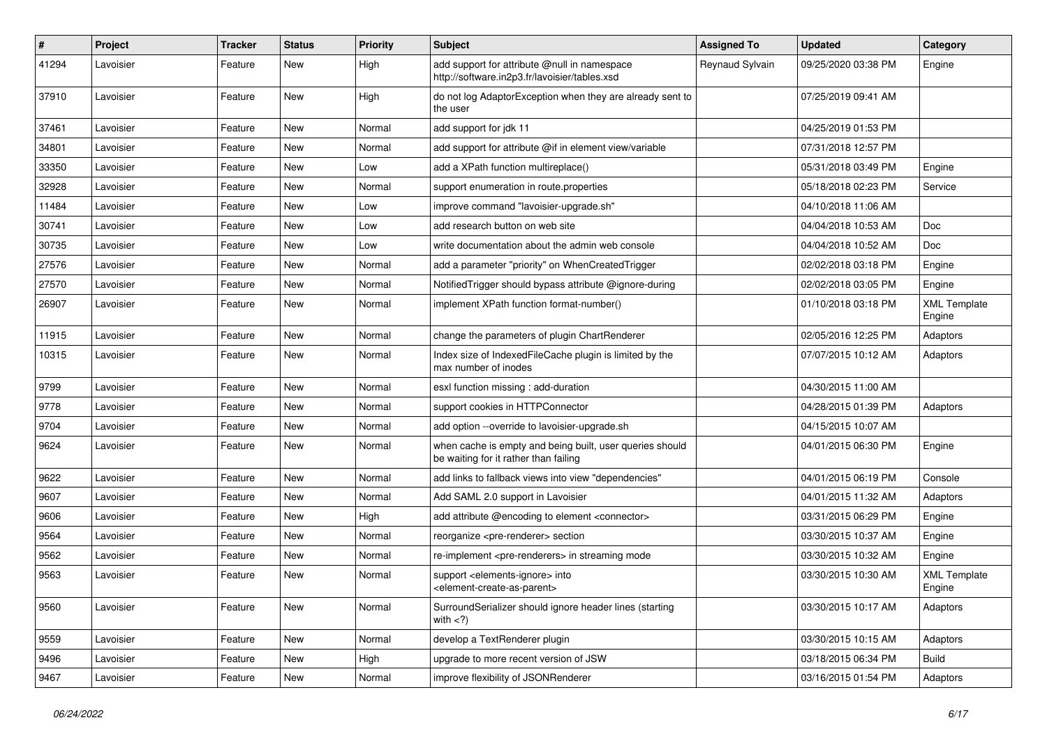| # | Project | Tracker | Status | Priority | Subject | Assigned To | Updated | Category |
|---|---|---|---|---|---|---|---|---|
| 41294 | Lavoisier | Feature | New | High | add support for attribute @null in namespace http://software.in2p3.fr/lavoisier/tables.xsd | Reynaud Sylvain | 09/25/2020 03:38 PM | Engine |
| 37910 | Lavoisier | Feature | New | High | do not log AdaptorException when they are already sent to the user | | 07/25/2019 09:41 AM | |
| 37461 | Lavoisier | Feature | New | Normal | add support for jdk 11 | | 04/25/2019 01:53 PM | |
| 34801 | Lavoisier | Feature | New | Normal | add support for attribute @if in element view/variable | | 07/31/2018 12:57 PM | |
| 33350 | Lavoisier | Feature | New | Low | add a XPath function multireplace() | | 05/31/2018 03:49 PM | Engine |
| 32928 | Lavoisier | Feature | New | Normal | support enumeration in route.properties | | 05/18/2018 02:23 PM | Service |
| 11484 | Lavoisier | Feature | New | Low | improve command "lavoisier-upgrade.sh" | | 04/10/2018 11:06 AM | |
| 30741 | Lavoisier | Feature | New | Low | add research button on web site | | 04/04/2018 10:53 AM | Doc |
| 30735 | Lavoisier | Feature | New | Low | write documentation about the admin web console | | 04/04/2018 10:52 AM | Doc |
| 27576 | Lavoisier | Feature | New | Normal | add a parameter "priority" on WhenCreatedTrigger | | 02/02/2018 03:18 PM | Engine |
| 27570 | Lavoisier | Feature | New | Normal | NotifiedTrigger should bypass attribute @ignore-during | | 02/02/2018 03:05 PM | Engine |
| 26907 | Lavoisier | Feature | New | Normal | implement XPath function format-number() | | 01/10/2018 03:18 PM | XML Template Engine |
| 11915 | Lavoisier | Feature | New | Normal | change the parameters of plugin ChartRenderer | | 02/05/2016 12:25 PM | Adaptors |
| 10315 | Lavoisier | Feature | New | Normal | Index size of IndexedFileCache plugin is limited by the max number of inodes | | 07/07/2015 10:12 AM | Adaptors |
| 9799 | Lavoisier | Feature | New | Normal | esxl function missing : add-duration | | 04/30/2015 11:00 AM | |
| 9778 | Lavoisier | Feature | New | Normal | support cookies in HTTPConnector | | 04/28/2015 01:39 PM | Adaptors |
| 9704 | Lavoisier | Feature | New | Normal | add option --override to lavoisier-upgrade.sh | | 04/15/2015 10:07 AM | |
| 9624 | Lavoisier | Feature | New | Normal | when cache is empty and being built, user queries should be waiting for it rather than failing | | 04/01/2015 06:30 PM | Engine |
| 9622 | Lavoisier | Feature | New | Normal | add links to fallback views into view "dependencies" | | 04/01/2015 06:19 PM | Console |
| 9607 | Lavoisier | Feature | New | Normal | Add SAML 2.0 support in Lavoisier | | 04/01/2015 11:32 AM | Adaptors |
| 9606 | Lavoisier | Feature | New | High | add attribute @encoding to element <connector> | | 03/31/2015 06:29 PM | Engine |
| 9564 | Lavoisier | Feature | New | Normal | reorganize <pre-renderer> section | | 03/30/2015 10:37 AM | Engine |
| 9562 | Lavoisier | Feature | New | Normal | re-implement <pre-renderers> in streaming mode | | 03/30/2015 10:32 AM | Engine |
| 9563 | Lavoisier | Feature | New | Normal | support <elements-ignore> into <element-create-as-parent> | | 03/30/2015 10:30 AM | XML Template Engine |
| 9560 | Lavoisier | Feature | New | Normal | SurroundSerializer should ignore header lines (starting with <?) | | 03/30/2015 10:17 AM | Adaptors |
| 9559 | Lavoisier | Feature | New | Normal | develop a TextRenderer plugin | | 03/30/2015 10:15 AM | Adaptors |
| 9496 | Lavoisier | Feature | New | High | upgrade to more recent version of JSW | | 03/18/2015 06:34 PM | Build |
| 9467 | Lavoisier | Feature | New | Normal | improve flexibility of JSONRenderer | | 03/16/2015 01:54 PM | Adaptors |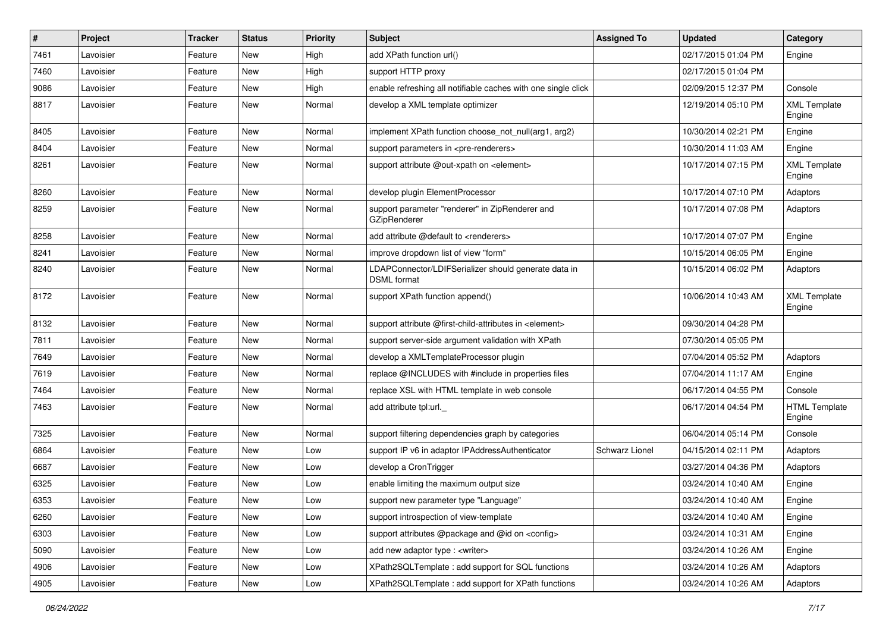| # | Project | Tracker | Status | Priority | Subject | Assigned To | Updated | Category |
|---|---|---|---|---|---|---|---|---|
| 7461 | Lavoisier | Feature | New | High | add XPath function url() | | 02/17/2015 01:04 PM | Engine |
| 7460 | Lavoisier | Feature | New | High | support HTTP proxy | | 02/17/2015 01:04 PM | |
| 9086 | Lavoisier | Feature | New | High | enable refreshing all notifiable caches with one single click | | 02/09/2015 12:37 PM | Console |
| 8817 | Lavoisier | Feature | New | Normal | develop a XML template optimizer | | 12/19/2014 05:10 PM | XML Template Engine |
| 8405 | Lavoisier | Feature | New | Normal | implement XPath function choose_not_null(arg1, arg2) | | 10/30/2014 02:21 PM | Engine |
| 8404 | Lavoisier | Feature | New | Normal | support parameters in <pre-renderers> | | 10/30/2014 11:03 AM | Engine |
| 8261 | Lavoisier | Feature | New | Normal | support attribute @out-xpath on <element> | | 10/17/2014 07:15 PM | XML Template Engine |
| 8260 | Lavoisier | Feature | New | Normal | develop plugin ElementProcessor | | 10/17/2014 07:10 PM | Adaptors |
| 8259 | Lavoisier | Feature | New | Normal | support parameter "renderer" in ZipRenderer and GZipRenderer | | 10/17/2014 07:08 PM | Adaptors |
| 8258 | Lavoisier | Feature | New | Normal | add attribute @default to <renderers> | | 10/17/2014 07:07 PM | Engine |
| 8241 | Lavoisier | Feature | New | Normal | improve dropdown list of view "form" | | 10/15/2014 06:05 PM | Engine |
| 8240 | Lavoisier | Feature | New | Normal | LDAPConnector/LDIFSerializer should generate data in DSML format | | 10/15/2014 06:02 PM | Adaptors |
| 8172 | Lavoisier | Feature | New | Normal | support XPath function append() | | 10/06/2014 10:43 AM | XML Template Engine |
| 8132 | Lavoisier | Feature | New | Normal | support attribute @first-child-attributes in <element> | | 09/30/2014 04:28 PM | |
| 7811 | Lavoisier | Feature | New | Normal | support server-side argument validation with XPath | | 07/30/2014 05:05 PM | |
| 7649 | Lavoisier | Feature | New | Normal | develop a XMLTemplateProcessor plugin | | 07/04/2014 05:52 PM | Adaptors |
| 7619 | Lavoisier | Feature | New | Normal | replace @INCLUDES with #include in properties files | | 07/04/2014 11:17 AM | Engine |
| 7464 | Lavoisier | Feature | New | Normal | replace XSL with HTML template in web console | | 06/17/2014 04:55 PM | Console |
| 7463 | Lavoisier | Feature | New | Normal | add attribute tpl:url._ | | 06/17/2014 04:54 PM | HTML Template Engine |
| 7325 | Lavoisier | Feature | New | Normal | support filtering dependencies graph by categories | | 06/04/2014 05:14 PM | Console |
| 6864 | Lavoisier | Feature | New | Low | support IP v6 in adaptor IPAddressAuthenticator | Schwarz Lionel | 04/15/2014 02:11 PM | Adaptors |
| 6687 | Lavoisier | Feature | New | Low | develop a CronTrigger | | 03/27/2014 04:36 PM | Adaptors |
| 6325 | Lavoisier | Feature | New | Low | enable limiting the maximum output size | | 03/24/2014 10:40 AM | Engine |
| 6353 | Lavoisier | Feature | New | Low | support new parameter type "Language" | | 03/24/2014 10:40 AM | Engine |
| 6260 | Lavoisier | Feature | New | Low | support introspection of view-template | | 03/24/2014 10:40 AM | Engine |
| 6303 | Lavoisier | Feature | New | Low | support attributes @package and @id on <config> | | 03/24/2014 10:31 AM | Engine |
| 5090 | Lavoisier | Feature | New | Low | add new adaptor type : <writer> | | 03/24/2014 10:26 AM | Engine |
| 4906 | Lavoisier | Feature | New | Low | XPath2SQLTemplate : add support for SQL functions | | 03/24/2014 10:26 AM | Adaptors |
| 4905 | Lavoisier | Feature | New | Low | XPath2SQLTemplate : add support for XPath functions | | 03/24/2014 10:26 AM | Adaptors |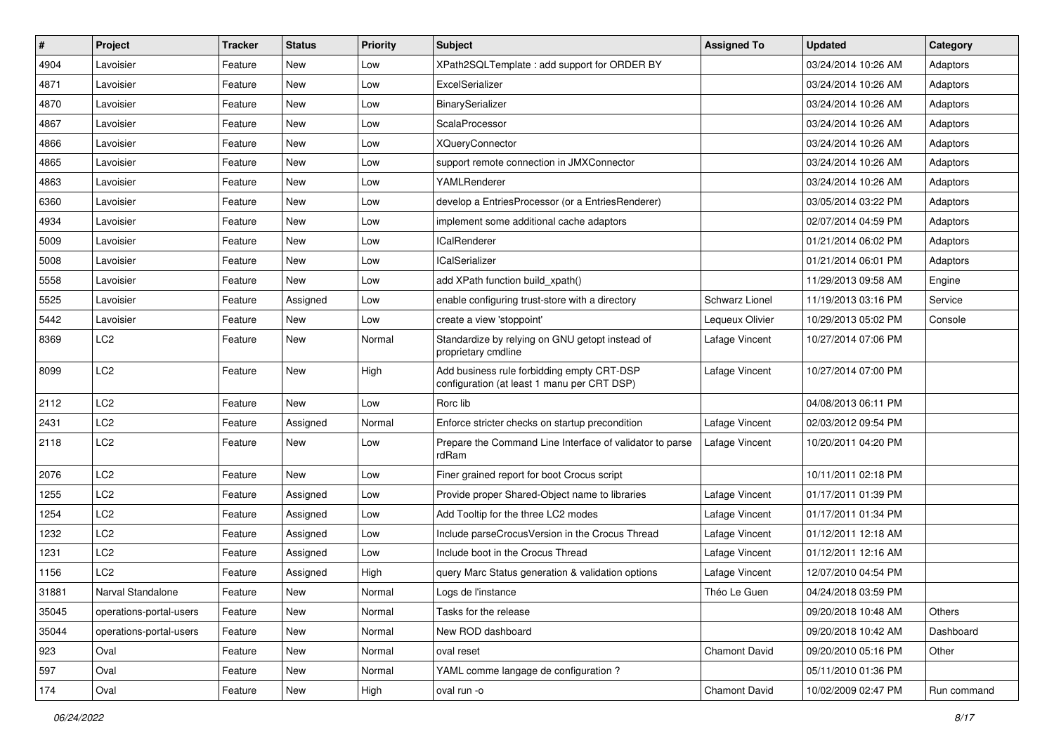| # | Project | Tracker | Status | Priority | Subject | Assigned To | Updated | Category |
|---|---|---|---|---|---|---|---|---|
| 4904 | Lavoisier | Feature | New | Low | XPath2SQLTemplate : add support for ORDER BY | | 03/24/2014 10:26 AM | Adaptors |
| 4871 | Lavoisier | Feature | New | Low | ExcelSerializer | | 03/24/2014 10:26 AM | Adaptors |
| 4870 | Lavoisier | Feature | New | Low | BinarySerializer | | 03/24/2014 10:26 AM | Adaptors |
| 4867 | Lavoisier | Feature | New | Low | ScalaProcessor | | 03/24/2014 10:26 AM | Adaptors |
| 4866 | Lavoisier | Feature | New | Low | XQueryConnector | | 03/24/2014 10:26 AM | Adaptors |
| 4865 | Lavoisier | Feature | New | Low | support remote connection in JMXConnector | | 03/24/2014 10:26 AM | Adaptors |
| 4863 | Lavoisier | Feature | New | Low | YAMLRenderer | | 03/24/2014 10:26 AM | Adaptors |
| 6360 | Lavoisier | Feature | New | Low | develop a EntriesProcessor (or a EntriesRenderer) | | 03/05/2014 03:22 PM | Adaptors |
| 4934 | Lavoisier | Feature | New | Low | implement some additional cache adaptors | | 02/07/2014 04:59 PM | Adaptors |
| 5009 | Lavoisier | Feature | New | Low | ICalRenderer | | 01/21/2014 06:02 PM | Adaptors |
| 5008 | Lavoisier | Feature | New | Low | ICalSerializer | | 01/21/2014 06:01 PM | Adaptors |
| 5558 | Lavoisier | Feature | New | Low | add XPath function build_xpath() | | 11/29/2013 09:58 AM | Engine |
| 5525 | Lavoisier | Feature | Assigned | Low | enable configuring trust-store with a directory | Schwarz Lionel | 11/19/2013 03:16 PM | Service |
| 5442 | Lavoisier | Feature | New | Low | create a view 'stoppoint' | Lequeux Olivier | 10/29/2013 05:02 PM | Console |
| 8369 | LC2 | Feature | New | Normal | Standardize by relying on GNU getopt instead of proprietary cmdline | Lafage Vincent | 10/27/2014 07:06 PM | |
| 8099 | LC2 | Feature | New | High | Add business rule forbidding empty CRT-DSP configuration (at least 1 manu per CRT DSP) | Lafage Vincent | 10/27/2014 07:00 PM | |
| 2112 | LC2 | Feature | New | Low | Rorc lib | | 04/08/2013 06:11 PM | |
| 2431 | LC2 | Feature | Assigned | Normal | Enforce stricter checks on startup precondition | Lafage Vincent | 02/03/2012 09:54 PM | |
| 2118 | LC2 | Feature | New | Low | Prepare the Command Line Interface of validator to parse rdRam | Lafage Vincent | 10/20/2011 04:20 PM | |
| 2076 | LC2 | Feature | New | Low | Finer grained report for boot Crocus script | | 10/11/2011 02:18 PM | |
| 1255 | LC2 | Feature | Assigned | Low | Provide proper Shared-Object name to libraries | Lafage Vincent | 01/17/2011 01:39 PM | |
| 1254 | LC2 | Feature | Assigned | Low | Add Tooltip for the three LC2 modes | Lafage Vincent | 01/17/2011 01:34 PM | |
| 1232 | LC2 | Feature | Assigned | Low | Include parseCrocusVersion in the Crocus Thread | Lafage Vincent | 01/12/2011 12:18 AM | |
| 1231 | LC2 | Feature | Assigned | Low | Include boot in the Crocus Thread | Lafage Vincent | 01/12/2011 12:16 AM | |
| 1156 | LC2 | Feature | Assigned | High | query Marc Status generation & validation options | Lafage Vincent | 12/07/2010 04:54 PM | |
| 31881 | Narval Standalone | Feature | New | Normal | Logs de l'instance | Théo Le Guen | 04/24/2018 03:59 PM | |
| 35045 | operations-portal-users | Feature | New | Normal | Tasks for the release | | 09/20/2018 10:48 AM | Others |
| 35044 | operations-portal-users | Feature | New | Normal | New ROD dashboard | | 09/20/2018 10:42 AM | Dashboard |
| 923 | Oval | Feature | New | Normal | oval reset | Chamont David | 09/20/2010 05:16 PM | Other |
| 597 | Oval | Feature | New | Normal | YAML comme langage de configuration ? | | 05/11/2010 01:36 PM | |
| 174 | Oval | Feature | New | High | oval run -o | Chamont David | 10/02/2009 02:47 PM | Run command |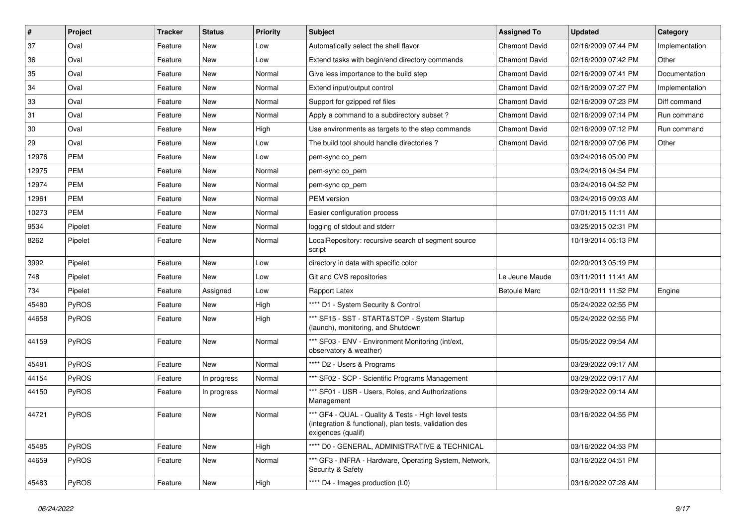| # | Project | Tracker | Status | Priority | Subject | Assigned To | Updated | Category |
|---|---|---|---|---|---|---|---|---|
| 37 | Oval | Feature | New | Low | Automatically select the shell flavor | Chamont David | 02/16/2009 07:44 PM | Implementation |
| 36 | Oval | Feature | New | Low | Extend tasks with begin/end directory commands | Chamont David | 02/16/2009 07:42 PM | Other |
| 35 | Oval | Feature | New | Normal | Give less importance to the build step | Chamont David | 02/16/2009 07:41 PM | Documentation |
| 34 | Oval | Feature | New | Normal | Extend input/output control | Chamont David | 02/16/2009 07:27 PM | Implementation |
| 33 | Oval | Feature | New | Normal | Support for gzipped ref files | Chamont David | 02/16/2009 07:23 PM | Diff command |
| 31 | Oval | Feature | New | Normal | Apply a command to a subdirectory subset ? | Chamont David | 02/16/2009 07:14 PM | Run command |
| 30 | Oval | Feature | New | High | Use environments as targets to the step commands | Chamont David | 02/16/2009 07:12 PM | Run command |
| 29 | Oval | Feature | New | Low | The build tool should handle directories ? | Chamont David | 02/16/2009 07:06 PM | Other |
| 12976 | PEM | Feature | New | Low | pem-sync co_pem | | 03/24/2016 05:00 PM | |
| 12975 | PEM | Feature | New | Normal | pem-sync co_pem | | 03/24/2016 04:54 PM | |
| 12974 | PEM | Feature | New | Normal | pem-sync cp_pem | | 03/24/2016 04:52 PM | |
| 12961 | PEM | Feature | New | Normal | PEM version | | 03/24/2016 09:03 AM | |
| 10273 | PEM | Feature | New | Normal | Easier configuration process | | 07/01/2015 11:11 AM | |
| 9534 | Pipelet | Feature | New | Normal | logging of stdout and stderr | | 03/25/2015 02:31 PM | |
| 8262 | Pipelet | Feature | New | Normal | LocalRepository: recursive search of segment source script | | 10/19/2014 05:13 PM | |
| 3992 | Pipelet | Feature | New | Low | directory in data with specific color | | 02/20/2013 05:19 PM | |
| 748 | Pipelet | Feature | New | Low | Git and CVS repositories | Le Jeune Maude | 03/11/2011 11:41 AM | |
| 734 | Pipelet | Feature | Assigned | Low | Rapport Latex | Betoule Marc | 02/10/2011 11:52 PM | Engine |
| 45480 | PyROS | Feature | New | High | **** D1 - System Security & Control | | 05/24/2022 02:55 PM | |
| 44658 | PyROS | Feature | New | High | *** SF15 - SST - START&STOP - System Startup (launch), monitoring, and Shutdown | | 05/24/2022 02:55 PM | |
| 44159 | PyROS | Feature | New | Normal | *** SF03 - ENV - Environment Monitoring (int/ext, observatory & weather) | | 05/05/2022 09:54 AM | |
| 45481 | PyROS | Feature | New | Normal | **** D2 - Users & Programs | | 03/29/2022 09:17 AM | |
| 44154 | PyROS | Feature | In progress | Normal | *** SF02 - SCP - Scientific Programs Management | | 03/29/2022 09:17 AM | |
| 44150 | PyROS | Feature | In progress | Normal | *** SF01 - USR - Users, Roles, and Authorizations Management | | 03/29/2022 09:14 AM | |
| 44721 | PyROS | Feature | New | Normal | *** GF4 - QUAL - Quality & Tests - High level tests (integration & functional), plan tests, validation des exigences (qualif) | | 03/16/2022 04:55 PM | |
| 45485 | PyROS | Feature | New | High | **** D0 - GENERAL, ADMINISTRATIVE & TECHNICAL | | 03/16/2022 04:53 PM | |
| 44659 | PyROS | Feature | New | Normal | *** GF3 - INFRA - Hardware, Operating System, Network, Security & Safety | | 03/16/2022 04:51 PM | |
| 45483 | PyROS | Feature | New | High | **** D4 - Images production (L0) | | 03/16/2022 07:28 AM | |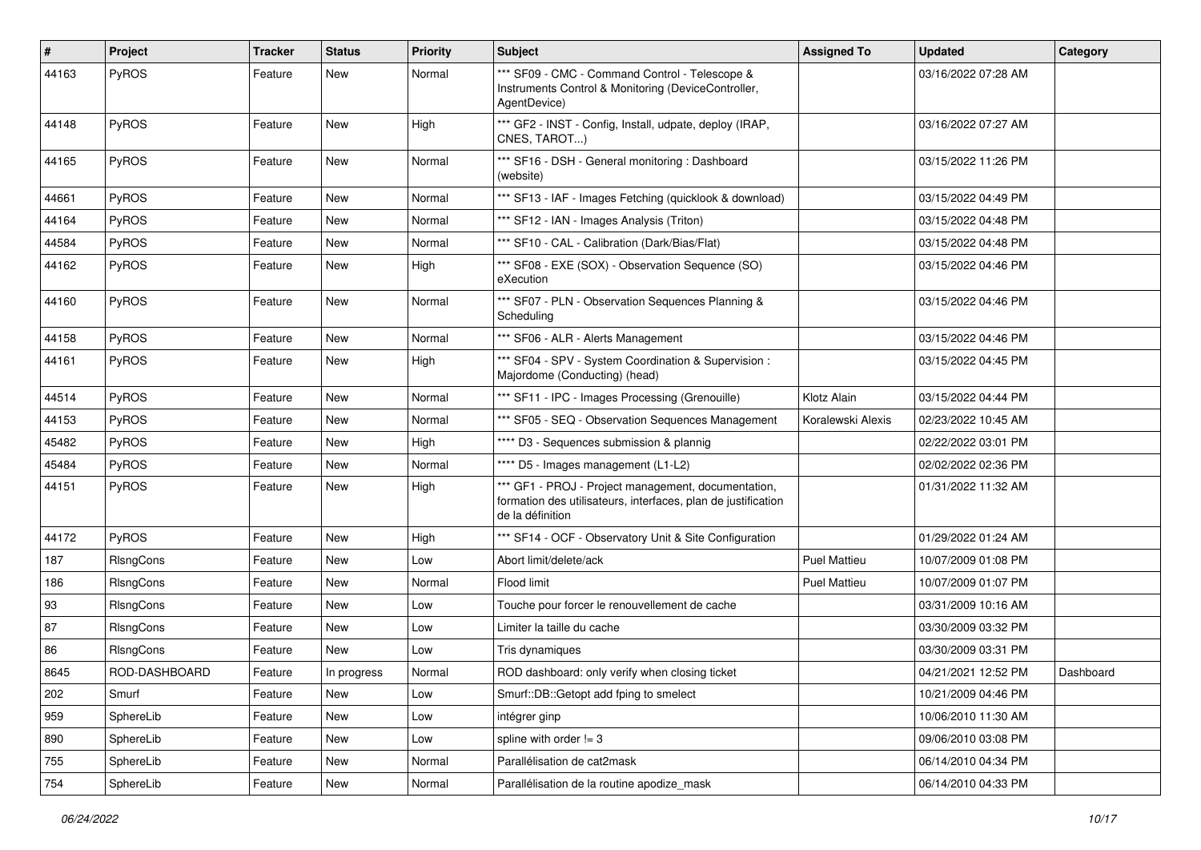| # | Project | Tracker | Status | Priority | Subject | Assigned To | Updated | Category |
|---|---|---|---|---|---|---|---|---|
| 44163 | PyROS | Feature | New | Normal | *** SF09 - CMC - Command Control - Telescope & Instruments Control & Monitoring (DeviceController, AgentDevice) | | 03/16/2022 07:28 AM | |
| 44148 | PyROS | Feature | New | High | *** GF2 - INST - Config, Install, udpate, deploy (IRAP, CNES, TAROT...) | | 03/16/2022 07:27 AM | |
| 44165 | PyROS | Feature | New | Normal | *** SF16 - DSH - General monitoring : Dashboard (website) | | 03/15/2022 11:26 PM | |
| 44661 | PyROS | Feature | New | Normal | *** SF13 - IAF - Images Fetching (quicklook & download) | | 03/15/2022 04:49 PM | |
| 44164 | PyROS | Feature | New | Normal | *** SF12 - IAN - Images Analysis (Triton) | | 03/15/2022 04:48 PM | |
| 44584 | PyROS | Feature | New | Normal | *** SF10 - CAL - Calibration (Dark/Bias/Flat) | | 03/15/2022 04:48 PM | |
| 44162 | PyROS | Feature | New | High | *** SF08 - EXE (SOX) - Observation Sequence (SO) eXecution | | 03/15/2022 04:46 PM | |
| 44160 | PyROS | Feature | New | Normal | *** SF07 - PLN - Observation Sequences Planning & Scheduling | | 03/15/2022 04:46 PM | |
| 44158 | PyROS | Feature | New | Normal | *** SF06 - ALR - Alerts Management | | 03/15/2022 04:46 PM | |
| 44161 | PyROS | Feature | New | High | *** SF04 - SPV - System Coordination & Supervision : Majordome (Conducting) (head) | | 03/15/2022 04:45 PM | |
| 44514 | PyROS | Feature | New | Normal | *** SF11 - IPC - Images Processing (Grenouille) | Klotz Alain | 03/15/2022 04:44 PM | |
| 44153 | PyROS | Feature | New | Normal | *** SF05 - SEQ - Observation Sequences Management | Koralewski Alexis | 02/23/2022 10:45 AM | |
| 45482 | PyROS | Feature | New | High | **** D3 - Sequences submission & plannig | | 02/22/2022 03:01 PM | |
| 45484 | PyROS | Feature | New | Normal | **** D5 - Images management (L1-L2) | | 02/02/2022 02:36 PM | |
| 44151 | PyROS | Feature | New | High | *** GF1 - PROJ - Project management, documentation, formation des utilisateurs, interfaces, plan de justification de la définition | | 01/31/2022 11:32 AM | |
| 44172 | PyROS | Feature | New | High | *** SF14 - OCF - Observatory Unit & Site Configuration | | 01/29/2022 01:24 AM | |
| 187 | RlsngCons | Feature | New | Low | Abort limit/delete/ack | Puel Mattieu | 10/07/2009 01:08 PM | |
| 186 | RlsngCons | Feature | New | Normal | Flood limit | Puel Mattieu | 10/07/2009 01:07 PM | |
| 93 | RlsngCons | Feature | New | Low | Touche pour forcer le renouvellement de cache | | 03/31/2009 10:16 AM | |
| 87 | RlsngCons | Feature | New | Low | Limiter la taille du cache | | 03/30/2009 03:32 PM | |
| 86 | RlsngCons | Feature | New | Low | Tris dynamiques | | 03/30/2009 03:31 PM | |
| 8645 | ROD-DASHBOARD | Feature | In progress | Normal | ROD dashboard: only verify when closing ticket | | 04/21/2021 12:52 PM | Dashboard |
| 202 | Smurf | Feature | New | Low | Smurf::DB::Getopt add fping to smelect | | 10/21/2009 04:46 PM | |
| 959 | SphereLib | Feature | New | Low | intégrer ginp | | 10/06/2010 11:30 AM | |
| 890 | SphereLib | Feature | New | Low | spline with order != 3 | | 09/06/2010 03:08 PM | |
| 755 | SphereLib | Feature | New | Normal | Parallélisation de cat2mask | | 06/14/2010 04:34 PM | |
| 754 | SphereLib | Feature | New | Normal | Parallélisation de la routine apodize_mask | | 06/14/2010 04:33 PM | |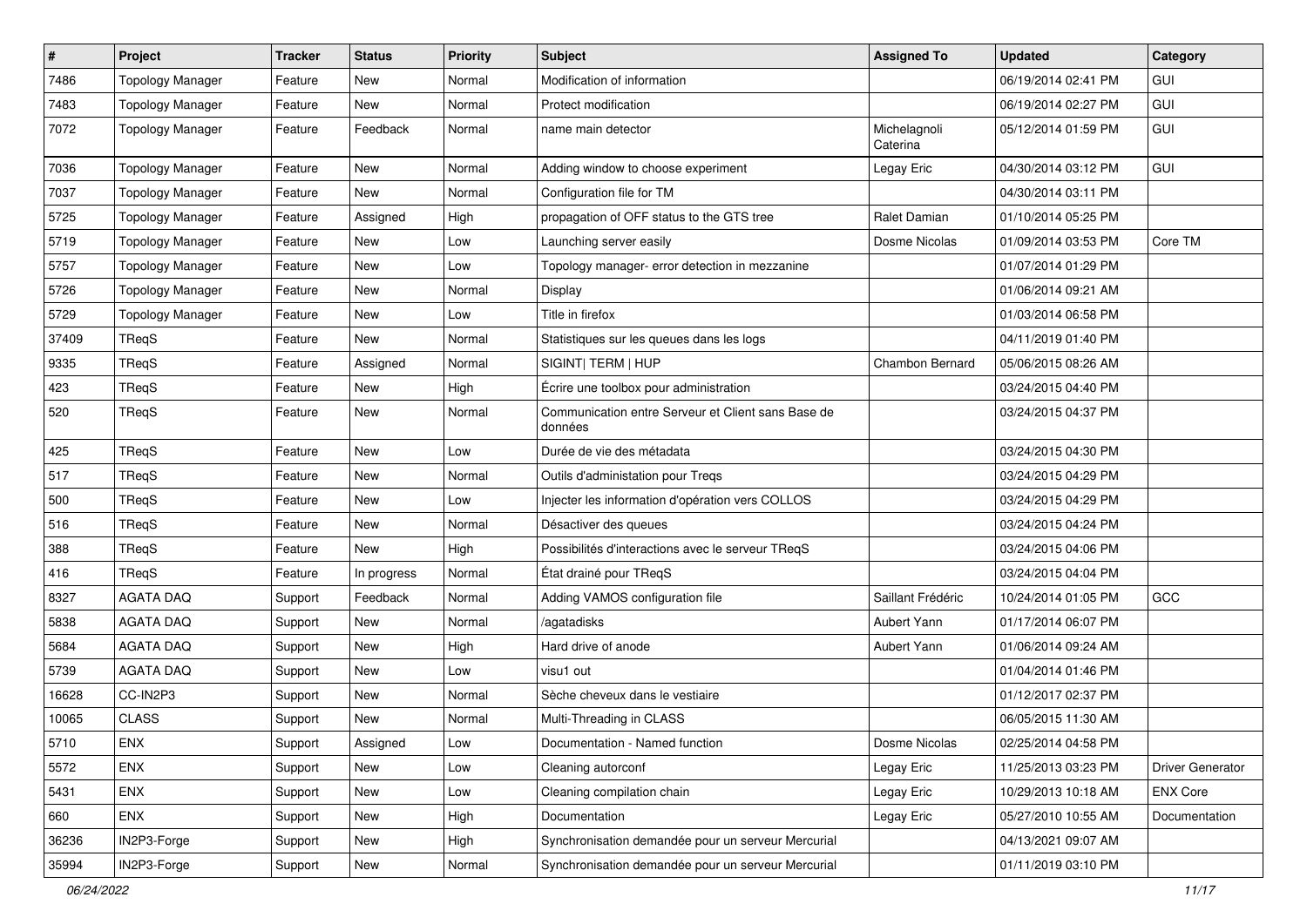| # | Project | Tracker | Status | Priority | Subject | Assigned To | Updated | Category |
|---|---|---|---|---|---|---|---|---|
| 7486 | Topology Manager | Feature | New | Normal | Modification of information | | 06/19/2014 02:41 PM | GUI |
| 7483 | Topology Manager | Feature | New | Normal | Protect modification | | 06/19/2014 02:27 PM | GUI |
| 7072 | Topology Manager | Feature | Feedback | Normal | name main detector | Michelagnoli Caterina | 05/12/2014 01:59 PM | GUI |
| 7036 | Topology Manager | Feature | New | Normal | Adding window to choose experiment | Legay Eric | 04/30/2014 03:12 PM | GUI |
| 7037 | Topology Manager | Feature | New | Normal | Configuration file for TM | | 04/30/2014 03:11 PM | |
| 5725 | Topology Manager | Feature | Assigned | High | propagation of OFF status to the GTS tree | Ralet Damian | 01/10/2014 05:25 PM | |
| 5719 | Topology Manager | Feature | New | Low | Launching server easily | Dosme Nicolas | 01/09/2014 03:53 PM | Core TM |
| 5757 | Topology Manager | Feature | New | Low | Topology manager- error detection in mezzanine | | 01/07/2014 01:29 PM | |
| 5726 | Topology Manager | Feature | New | Normal | Display | | 01/06/2014 09:21 AM | |
| 5729 | Topology Manager | Feature | New | Low | Title in firefox | | 01/03/2014 06:58 PM | |
| 37409 | TReqS | Feature | New | Normal | Statistiques sur les queues dans les logs | | 04/11/2019 01:40 PM | |
| 9335 | TReqS | Feature | Assigned | Normal | SIGINT\| TERM \| HUP | Chambon Bernard | 05/06/2015 08:26 AM | |
| 423 | TReqS | Feature | New | High | Écrire une toolbox pour administration | | 03/24/2015 04:40 PM | |
| 520 | TReqS | Feature | New | Normal | Communication entre Serveur et Client sans Base de données | | 03/24/2015 04:37 PM | |
| 425 | TReqS | Feature | New | Low | Durée de vie des métadata | | 03/24/2015 04:30 PM | |
| 517 | TReqS | Feature | New | Normal | Outils d'administation pour Treqs | | 03/24/2015 04:29 PM | |
| 500 | TReqS | Feature | New | Low | Injecter les information d'opération vers COLLOS | | 03/24/2015 04:29 PM | |
| 516 | TReqS | Feature | New | Normal | Désactiver des queues | | 03/24/2015 04:24 PM | |
| 388 | TReqS | Feature | New | High | Possibilités d'interactions avec le serveur TReqS | | 03/24/2015 04:06 PM | |
| 416 | TReqS | Feature | In progress | Normal | État drainé pour TReqS | | 03/24/2015 04:04 PM | |
| 8327 | AGATA DAQ | Support | Feedback | Normal | Adding VAMOS configuration file | Saillant Frédéric | 10/24/2014 01:05 PM | GCC |
| 5838 | AGATA DAQ | Support | New | Normal | /agatadisks | Aubert Yann | 01/17/2014 06:07 PM | |
| 5684 | AGATA DAQ | Support | New | High | Hard drive of anode | Aubert Yann | 01/06/2014 09:24 AM | |
| 5739 | AGATA DAQ | Support | New | Low | visu1 out | | 01/04/2014 01:46 PM | |
| 16628 | CC-IN2P3 | Support | New | Normal | Sèche cheveux dans le vestiaire | | 01/12/2017 02:37 PM | |
| 10065 | CLASS | Support | New | Normal | Multi-Threading in CLASS | | 06/05/2015 11:30 AM | |
| 5710 | ENX | Support | Assigned | Low | Documentation - Named function | Dosme Nicolas | 02/25/2014 04:58 PM | |
| 5572 | ENX | Support | New | Low | Cleaning autorconf | Legay Eric | 11/25/2013 03:23 PM | Driver Generator |
| 5431 | ENX | Support | New | Low | Cleaning compilation chain | Legay Eric | 10/29/2013 10:18 AM | ENX Core |
| 660 | ENX | Support | New | High | Documentation | Legay Eric | 05/27/2010 10:55 AM | Documentation |
| 36236 | IN2P3-Forge | Support | New | High | Synchronisation demandée pour un serveur Mercurial | | 04/13/2021 09:07 AM | |
| 35994 | IN2P3-Forge | Support | New | Normal | Synchronisation demandée pour un serveur Mercurial | | 01/11/2019 03:10 PM | |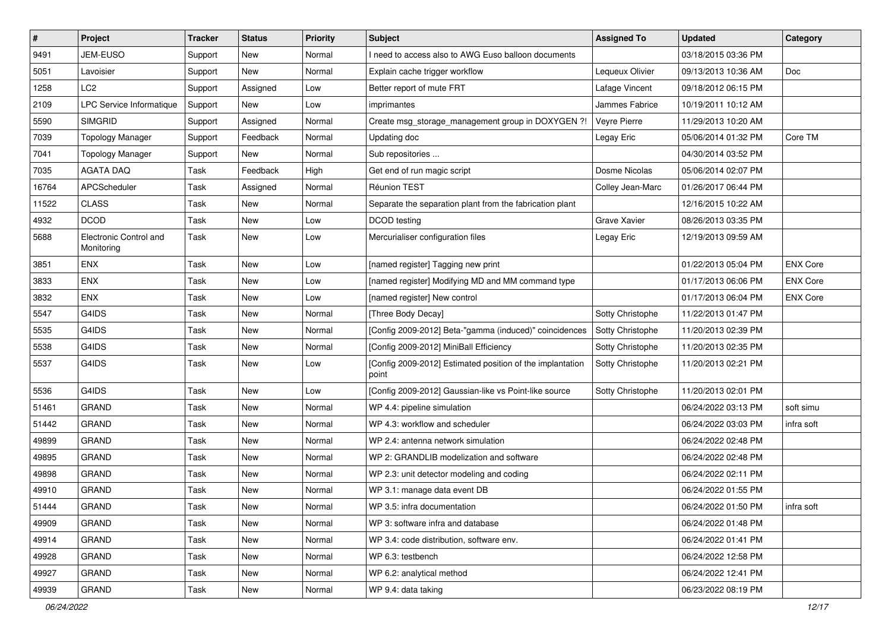| # | Project | Tracker | Status | Priority | Subject | Assigned To | Updated | Category |
|---|---|---|---|---|---|---|---|---|
| 9491 | JEM-EUSO | Support | New | Normal | I need to access also to AWG Euso balloon documents | | 03/18/2015 03:36 PM | |
| 5051 | Lavoisier | Support | New | Normal | Explain cache trigger workflow | Lequeux Olivier | 09/13/2013 10:36 AM | Doc |
| 1258 | LC2 | Support | Assigned | Low | Better report of mute FRT | Lafage Vincent | 09/18/2012 06:15 PM | |
| 2109 | LPC Service Informatique | Support | New | Low | imprimantes | Jammes Fabrice | 10/19/2011 10:12 AM | |
| 5590 | SIMGRID | Support | Assigned | Normal | Create msg_storage_management group in DOXYGEN ?! | Veyre Pierre | 11/29/2013 10:20 AM | |
| 7039 | Topology Manager | Support | Feedback | Normal | Updating doc | Legay Eric | 05/06/2014 01:32 PM | Core TM |
| 7041 | Topology Manager | Support | New | Normal | Sub repositories ... | | 04/30/2014 03:52 PM | |
| 7035 | AGATA DAQ | Task | Feedback | High | Get end of run magic script | Dosme Nicolas | 05/06/2014 02:07 PM | |
| 16764 | APCScheduler | Task | Assigned | Normal | Réunion TEST | Colley Jean-Marc | 01/26/2017 06:44 PM | |
| 11522 | CLASS | Task | New | Normal | Separate the separation plant from the fabrication plant | | 12/16/2015 10:22 AM | |
| 4932 | DCOD | Task | New | Low | DCOD testing | Grave Xavier | 08/26/2013 03:35 PM | |
| 5688 | Electronic Control and Monitoring | Task | New | Low | Mercurialiser configuration files | Legay Eric | 12/19/2013 09:59 AM | |
| 3851 | ENX | Task | New | Low | [named register] Tagging new print | | 01/22/2013 05:04 PM | ENX Core |
| 3833 | ENX | Task | New | Low | [named register] Modifying MD and MM command type | | 01/17/2013 06:06 PM | ENX Core |
| 3832 | ENX | Task | New | Low | [named register] New control | | 01/17/2013 06:04 PM | ENX Core |
| 5547 | G4IDS | Task | New | Normal | [Three Body Decay] | Sotty Christophe | 11/22/2013 01:47 PM | |
| 5535 | G4IDS | Task | New | Normal | [Config 2009-2012] Beta-"gamma (induced)" coincidences | Sotty Christophe | 11/20/2013 02:39 PM | |
| 5538 | G4IDS | Task | New | Normal | [Config 2009-2012] MiniBall Efficiency | Sotty Christophe | 11/20/2013 02:35 PM | |
| 5537 | G4IDS | Task | New | Low | [Config 2009-2012] Estimated position of the implantation point | Sotty Christophe | 11/20/2013 02:21 PM | |
| 5536 | G4IDS | Task | New | Low | [Config 2009-2012] Gaussian-like vs Point-like source | Sotty Christophe | 11/20/2013 02:01 PM | |
| 51461 | GRAND | Task | New | Normal | WP 4.4: pipeline simulation | | 06/24/2022 03:13 PM | soft simu |
| 51442 | GRAND | Task | New | Normal | WP 4.3: workflow and scheduler | | 06/24/2022 03:03 PM | infra soft |
| 49899 | GRAND | Task | New | Normal | WP 2.4: antenna network simulation | | 06/24/2022 02:48 PM | |
| 49895 | GRAND | Task | New | Normal | WP 2: GRANDLIB modelization and software | | 06/24/2022 02:48 PM | |
| 49898 | GRAND | Task | New | Normal | WP 2.3: unit detector modeling and coding | | 06/24/2022 02:11 PM | |
| 49910 | GRAND | Task | New | Normal | WP 3.1: manage data event DB | | 06/24/2022 01:55 PM | |
| 51444 | GRAND | Task | New | Normal | WP 3.5: infra documentation | | 06/24/2022 01:50 PM | infra soft |
| 49909 | GRAND | Task | New | Normal | WP 3: software infra and database | | 06/24/2022 01:48 PM | |
| 49914 | GRAND | Task | New | Normal | WP 3.4: code distribution, software env. | | 06/24/2022 01:41 PM | |
| 49928 | GRAND | Task | New | Normal | WP 6.3: testbench | | 06/24/2022 12:58 PM | |
| 49927 | GRAND | Task | New | Normal | WP 6.2: analytical method | | 06/24/2022 12:41 PM | |
| 49939 | GRAND | Task | New | Normal | WP 9.4: data taking | | 06/23/2022 08:19 PM | |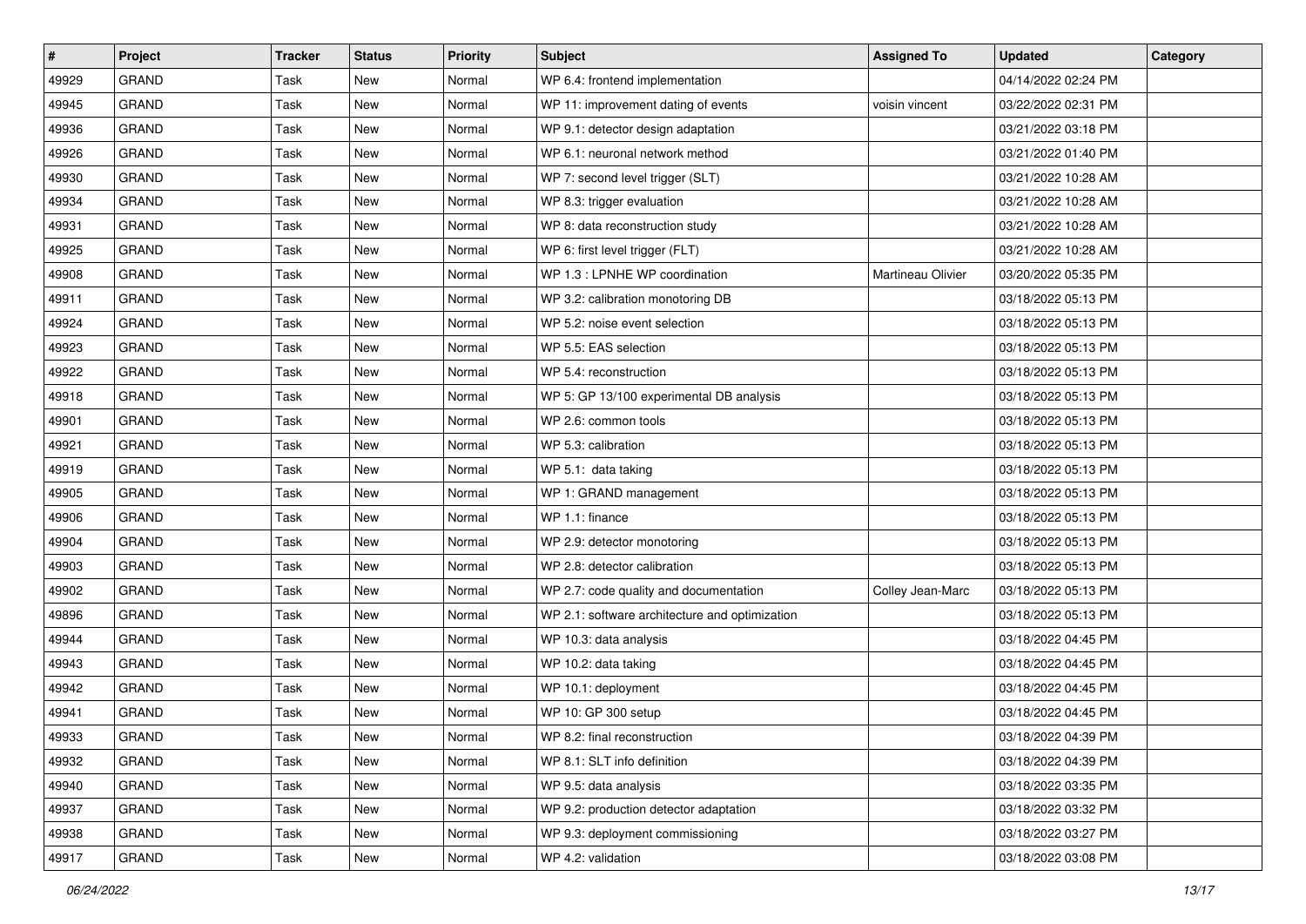| # | Project | Tracker | Status | Priority | Subject | Assigned To | Updated | Category |
|---|---|---|---|---|---|---|---|---|
| 49929 | GRAND | Task | New | Normal | WP 6.4: frontend implementation | | 04/14/2022 02:24 PM | |
| 49945 | GRAND | Task | New | Normal | WP 11: improvement dating of events | voisin vincent | 03/22/2022 02:31 PM | |
| 49936 | GRAND | Task | New | Normal | WP 9.1: detector design adaptation | | 03/21/2022 03:18 PM | |
| 49926 | GRAND | Task | New | Normal | WP 6.1: neuronal network method | | 03/21/2022 01:40 PM | |
| 49930 | GRAND | Task | New | Normal | WP 7: second level trigger (SLT) | | 03/21/2022 10:28 AM | |
| 49934 | GRAND | Task | New | Normal | WP 8.3: trigger evaluation | | 03/21/2022 10:28 AM | |
| 49931 | GRAND | Task | New | Normal | WP 8: data reconstruction study | | 03/21/2022 10:28 AM | |
| 49925 | GRAND | Task | New | Normal | WP 6: first level trigger (FLT) | | 03/21/2022 10:28 AM | |
| 49908 | GRAND | Task | New | Normal | WP 1.3 : LPNHE WP coordination | Martineau Olivier | 03/20/2022 05:35 PM | |
| 49911 | GRAND | Task | New | Normal | WP 3.2: calibration monotoring DB | | 03/18/2022 05:13 PM | |
| 49924 | GRAND | Task | New | Normal | WP 5.2: noise event selection | | 03/18/2022 05:13 PM | |
| 49923 | GRAND | Task | New | Normal | WP 5.5: EAS selection | | 03/18/2022 05:13 PM | |
| 49922 | GRAND | Task | New | Normal | WP 5.4: reconstruction | | 03/18/2022 05:13 PM | |
| 49918 | GRAND | Task | New | Normal | WP 5: GP 13/100 experimental DB analysis | | 03/18/2022 05:13 PM | |
| 49901 | GRAND | Task | New | Normal | WP 2.6: common tools | | 03/18/2022 05:13 PM | |
| 49921 | GRAND | Task | New | Normal | WP 5.3: calibration | | 03/18/2022 05:13 PM | |
| 49919 | GRAND | Task | New | Normal | WP 5.1: data taking | | 03/18/2022 05:13 PM | |
| 49905 | GRAND | Task | New | Normal | WP 1: GRAND management | | 03/18/2022 05:13 PM | |
| 49906 | GRAND | Task | New | Normal | WP 1.1: finance | | 03/18/2022 05:13 PM | |
| 49904 | GRAND | Task | New | Normal | WP 2.9: detector monotoring | | 03/18/2022 05:13 PM | |
| 49903 | GRAND | Task | New | Normal | WP 2.8: detector calibration | | 03/18/2022 05:13 PM | |
| 49902 | GRAND | Task | New | Normal | WP 2.7: code quality and documentation | Colley Jean-Marc | 03/18/2022 05:13 PM | |
| 49896 | GRAND | Task | New | Normal | WP 2.1: software architecture and optimization | | 03/18/2022 05:13 PM | |
| 49944 | GRAND | Task | New | Normal | WP 10.3: data analysis | | 03/18/2022 04:45 PM | |
| 49943 | GRAND | Task | New | Normal | WP 10.2: data taking | | 03/18/2022 04:45 PM | |
| 49942 | GRAND | Task | New | Normal | WP 10.1: deployment | | 03/18/2022 04:45 PM | |
| 49941 | GRAND | Task | New | Normal | WP 10: GP 300 setup | | 03/18/2022 04:45 PM | |
| 49933 | GRAND | Task | New | Normal | WP 8.2: final reconstruction | | 03/18/2022 04:39 PM | |
| 49932 | GRAND | Task | New | Normal | WP 8.1: SLT info definition | | 03/18/2022 04:39 PM | |
| 49940 | GRAND | Task | New | Normal | WP 9.5: data analysis | | 03/18/2022 03:35 PM | |
| 49937 | GRAND | Task | New | Normal | WP 9.2: production detector adaptation | | 03/18/2022 03:32 PM | |
| 49938 | GRAND | Task | New | Normal | WP 9.3: deployment commissioning | | 03/18/2022 03:27 PM | |
| 49917 | GRAND | Task | New | Normal | WP 4.2: validation | | 03/18/2022 03:08 PM | |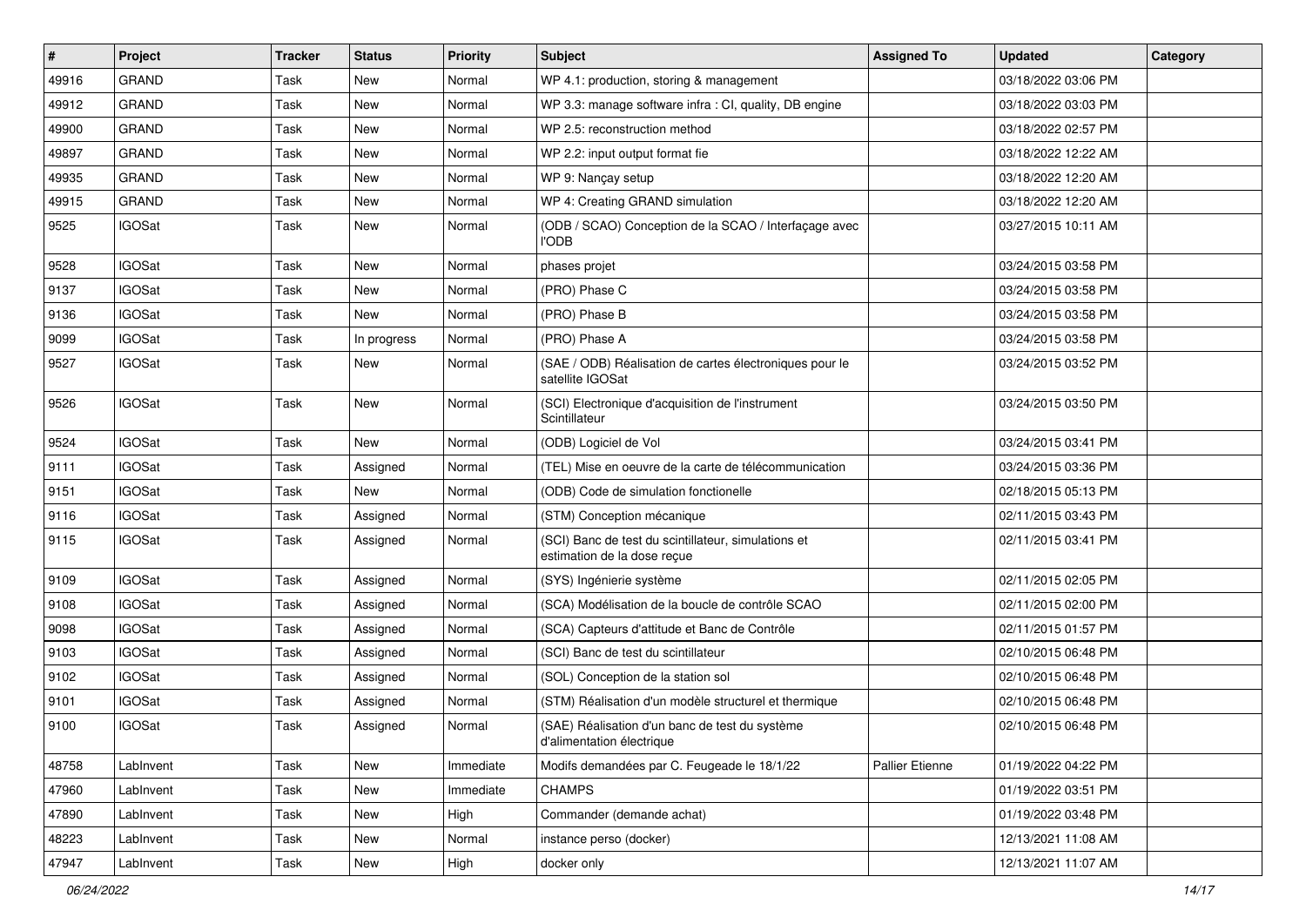| # | Project | Tracker | Status | Priority | Subject | Assigned To | Updated | Category |
|---|---|---|---|---|---|---|---|---|
| 49916 | GRAND | Task | New | Normal | WP 4.1: production, storing & management | | 03/18/2022 03:06 PM | |
| 49912 | GRAND | Task | New | Normal | WP 3.3: manage software infra : CI, quality, DB engine | | 03/18/2022 03:03 PM | |
| 49900 | GRAND | Task | New | Normal | WP 2.5: reconstruction method | | 03/18/2022 02:57 PM | |
| 49897 | GRAND | Task | New | Normal | WP 2.2: input output format fie | | 03/18/2022 12:22 AM | |
| 49935 | GRAND | Task | New | Normal | WP 9: Nançay setup | | 03/18/2022 12:20 AM | |
| 49915 | GRAND | Task | New | Normal | WP 4: Creating GRAND simulation | | 03/18/2022 12:20 AM | |
| 9525 | IGOSat | Task | New | Normal | (ODB / SCAO) Conception de la SCAO / Interfaçage avec l'ODB | | 03/27/2015 10:11 AM | |
| 9528 | IGOSat | Task | New | Normal | phases projet | | 03/24/2015 03:58 PM | |
| 9137 | IGOSat | Task | New | Normal | (PRO) Phase C | | 03/24/2015 03:58 PM | |
| 9136 | IGOSat | Task | New | Normal | (PRO) Phase B | | 03/24/2015 03:58 PM | |
| 9099 | IGOSat | Task | In progress | Normal | (PRO) Phase A | | 03/24/2015 03:58 PM | |
| 9527 | IGOSat | Task | New | Normal | (SAE / ODB) Réalisation de cartes électroniques pour le satellite IGOSat | | 03/24/2015 03:52 PM | |
| 9526 | IGOSat | Task | New | Normal | (SCI) Electronique d'acquisition de l'instrument Scintillateur | | 03/24/2015 03:50 PM | |
| 9524 | IGOSat | Task | New | Normal | (ODB) Logiciel de Vol | | 03/24/2015 03:41 PM | |
| 9111 | IGOSat | Task | Assigned | Normal | (TEL) Mise en oeuvre de la carte de télécommunication | | 03/24/2015 03:36 PM | |
| 9151 | IGOSat | Task | New | Normal | (ODB) Code de simulation fonctionelle | | 02/18/2015 05:13 PM | |
| 9116 | IGOSat | Task | Assigned | Normal | (STM) Conception mécanique | | 02/11/2015 03:43 PM | |
| 9115 | IGOSat | Task | Assigned | Normal | (SCI) Banc de test du scintillateur, simulations et estimation de la dose reçue | | 02/11/2015 03:41 PM | |
| 9109 | IGOSat | Task | Assigned | Normal | (SYS) Ingénierie système | | 02/11/2015 02:05 PM | |
| 9108 | IGOSat | Task | Assigned | Normal | (SCA) Modélisation de la boucle de contrôle SCAO | | 02/11/2015 02:00 PM | |
| 9098 | IGOSat | Task | Assigned | Normal | (SCA) Capteurs d'attitude et Banc de Contrôle | | 02/11/2015 01:57 PM | |
| 9103 | IGOSat | Task | Assigned | Normal | (SCI) Banc de test du scintillateur | | 02/10/2015 06:48 PM | |
| 9102 | IGOSat | Task | Assigned | Normal | (SOL) Conception de la station sol | | 02/10/2015 06:48 PM | |
| 9101 | IGOSat | Task | Assigned | Normal | (STM) Réalisation d'un modèle structurel et thermique | | 02/10/2015 06:48 PM | |
| 9100 | IGOSat | Task | Assigned | Normal | (SAE) Réalisation d'un banc de test du système d'alimentation électrique | | 02/10/2015 06:48 PM | |
| 48758 | LabInvent | Task | New | Immediate | Modifs demandées par C. Feugeade le 18/1/22 | Pallier Etienne | 01/19/2022 04:22 PM | |
| 47960 | LabInvent | Task | New | Immediate | CHAMPS | | 01/19/2022 03:51 PM | |
| 47890 | LabInvent | Task | New | High | Commander (demande achat) | | 01/19/2022 03:48 PM | |
| 48223 | LabInvent | Task | New | Normal | instance perso (docker) | | 12/13/2021 11:08 AM | |
| 47947 | LabInvent | Task | New | High | docker only | | 12/13/2021 11:07 AM | |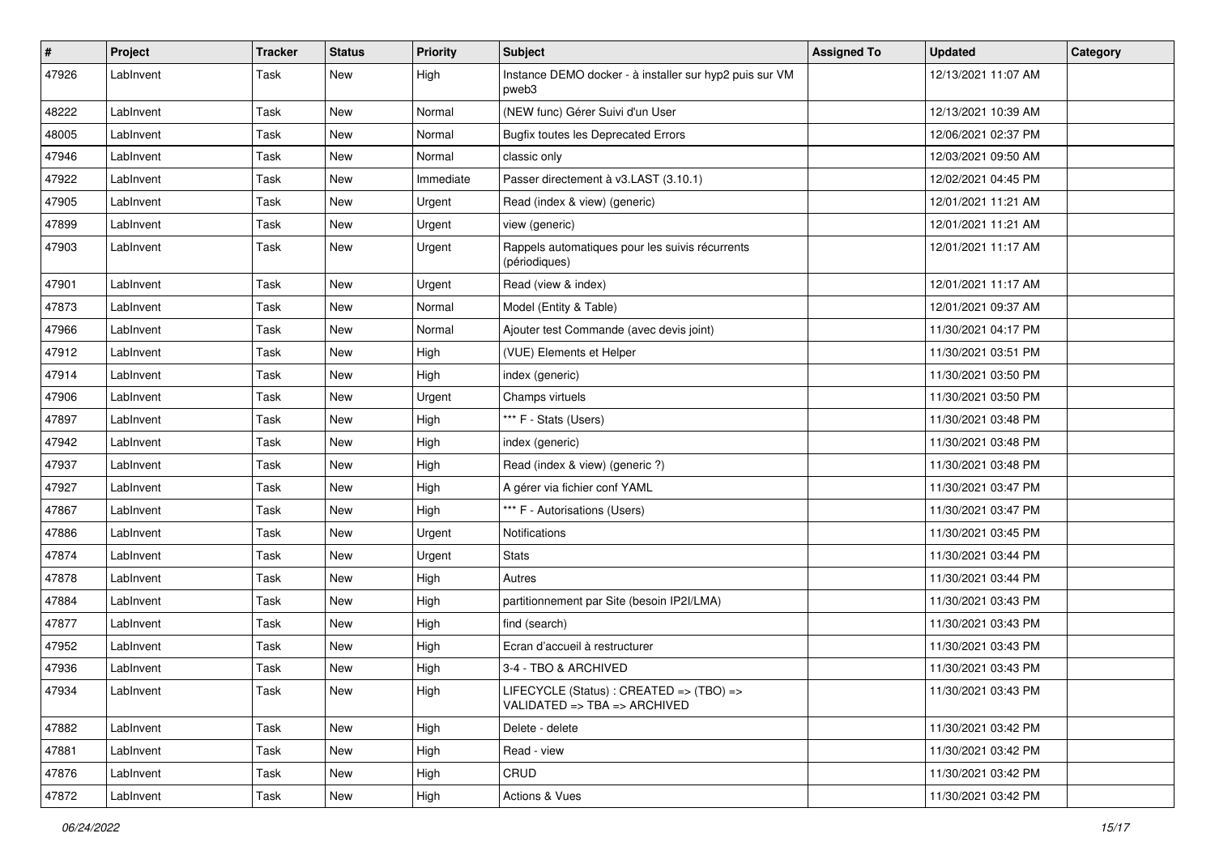| # | Project | Tracker | Status | Priority | Subject | Assigned To | Updated | Category |
|---|---|---|---|---|---|---|---|---|
| 47926 | LabInvent | Task | New | High | Instance DEMO docker - à installer sur hyp2 puis sur VM pweb3 | | 12/13/2021 11:07 AM | |
| 48222 | LabInvent | Task | New | Normal | (NEW func) Gérer Suivi d'un User | | 12/13/2021 10:39 AM | |
| 48005 | LabInvent | Task | New | Normal | Bugfix toutes les Deprecated Errors | | 12/06/2021 02:37 PM | |
| 47946 | LabInvent | Task | New | Normal | classic only | | 12/03/2021 09:50 AM | |
| 47922 | LabInvent | Task | New | Immediate | Passer directement à v3.LAST (3.10.1) | | 12/02/2021 04:45 PM | |
| 47905 | LabInvent | Task | New | Urgent | Read (index & view) (generic) | | 12/01/2021 11:21 AM | |
| 47899 | LabInvent | Task | New | Urgent | view (generic) | | 12/01/2021 11:21 AM | |
| 47903 | LabInvent | Task | New | Urgent | Rappels automatiques pour les suivis récurrents (périodiques) | | 12/01/2021 11:17 AM | |
| 47901 | LabInvent | Task | New | Urgent | Read (view & index) | | 12/01/2021 11:17 AM | |
| 47873 | LabInvent | Task | New | Normal | Model (Entity & Table) | | 12/01/2021 09:37 AM | |
| 47966 | LabInvent | Task | New | Normal | Ajouter test Commande (avec devis joint) | | 11/30/2021 04:17 PM | |
| 47912 | LabInvent | Task | New | High | (VUE) Elements et Helper | | 11/30/2021 03:51 PM | |
| 47914 | LabInvent | Task | New | High | index (generic) | | 11/30/2021 03:50 PM | |
| 47906 | LabInvent | Task | New | Urgent | Champs virtuels | | 11/30/2021 03:50 PM | |
| 47897 | LabInvent | Task | New | High | *** F - Stats (Users) | | 11/30/2021 03:48 PM | |
| 47942 | LabInvent | Task | New | High | index (generic) | | 11/30/2021 03:48 PM | |
| 47937 | LabInvent | Task | New | High | Read (index & view) (generic ?) | | 11/30/2021 03:48 PM | |
| 47927 | LabInvent | Task | New | High | A gérer via fichier conf YAML | | 11/30/2021 03:47 PM | |
| 47867 | LabInvent | Task | New | High | *** F - Autorisations (Users) | | 11/30/2021 03:47 PM | |
| 47886 | LabInvent | Task | New | Urgent | Notifications | | 11/30/2021 03:45 PM | |
| 47874 | LabInvent | Task | New | Urgent | Stats | | 11/30/2021 03:44 PM | |
| 47878 | LabInvent | Task | New | High | Autres | | 11/30/2021 03:44 PM | |
| 47884 | LabInvent | Task | New | High | partitionnement par Site (besoin IP2I/LMA) | | 11/30/2021 03:43 PM | |
| 47877 | LabInvent | Task | New | High | find (search) | | 11/30/2021 03:43 PM | |
| 47952 | LabInvent | Task | New | High | Ecran d'accueil à restructurer | | 11/30/2021 03:43 PM | |
| 47936 | LabInvent | Task | New | High | 3-4 - TBO & ARCHIVED | | 11/30/2021 03:43 PM | |
| 47934 | LabInvent | Task | New | High | LIFECYCLE (Status) : CREATED => (TBO) => VALIDATED => TBA => ARCHIVED | | 11/30/2021 03:43 PM | |
| 47882 | LabInvent | Task | New | High | Delete - delete | | 11/30/2021 03:42 PM | |
| 47881 | LabInvent | Task | New | High | Read - view | | 11/30/2021 03:42 PM | |
| 47876 | LabInvent | Task | New | High | CRUD | | 11/30/2021 03:42 PM | |
| 47872 | LabInvent | Task | New | High | Actions & Vues | | 11/30/2021 03:42 PM | |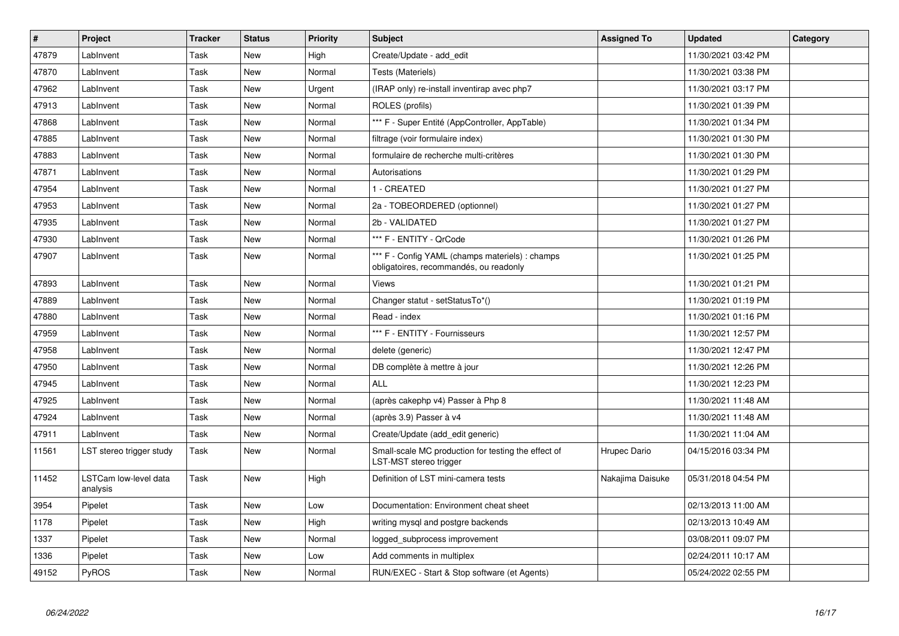| # | Project | Tracker | Status | Priority | Subject | Assigned To | Updated | Category |
|---|---|---|---|---|---|---|---|---|
| 47879 | LabInvent | Task | New | High | Create/Update - add_edit | | 11/30/2021 03:42 PM | |
| 47870 | LabInvent | Task | New | Normal | Tests (Materiels) | | 11/30/2021 03:38 PM | |
| 47962 | LabInvent | Task | New | Urgent | (IRAP only) re-install inventirap avec php7 | | 11/30/2021 03:17 PM | |
| 47913 | LabInvent | Task | New | Normal | ROLES (profils) | | 11/30/2021 01:39 PM | |
| 47868 | LabInvent | Task | New | Normal | *** F - Super Entité (AppController, AppTable) | | 11/30/2021 01:34 PM | |
| 47885 | LabInvent | Task | New | Normal | filtrage (voir formulaire index) | | 11/30/2021 01:30 PM | |
| 47883 | LabInvent | Task | New | Normal | formulaire de recherche multi-critères | | 11/30/2021 01:30 PM | |
| 47871 | LabInvent | Task | New | Normal | Autorisations | | 11/30/2021 01:29 PM | |
| 47954 | LabInvent | Task | New | Normal | 1 - CREATED | | 11/30/2021 01:27 PM | |
| 47953 | LabInvent | Task | New | Normal | 2a - TOBEORDERED (optionnel) | | 11/30/2021 01:27 PM | |
| 47935 | LabInvent | Task | New | Normal | 2b - VALIDATED | | 11/30/2021 01:27 PM | |
| 47930 | LabInvent | Task | New | Normal | *** F - ENTITY - QrCode | | 11/30/2021 01:26 PM | |
| 47907 | LabInvent | Task | New | Normal | *** F - Config YAML (champs materiels) : champs obligatoires, recommandés, ou readonly | | 11/30/2021 01:25 PM | |
| 47893 | LabInvent | Task | New | Normal | Views | | 11/30/2021 01:21 PM | |
| 47889 | LabInvent | Task | New | Normal | Changer statut - setStatusTo*() | | 11/30/2021 01:19 PM | |
| 47880 | LabInvent | Task | New | Normal | Read - index | | 11/30/2021 01:16 PM | |
| 47959 | LabInvent | Task | New | Normal | *** F - ENTITY - Fournisseurs | | 11/30/2021 12:57 PM | |
| 47958 | LabInvent | Task | New | Normal | delete (generic) | | 11/30/2021 12:47 PM | |
| 47950 | LabInvent | Task | New | Normal | DB complète à mettre à jour | | 11/30/2021 12:26 PM | |
| 47945 | LabInvent | Task | New | Normal | ALL | | 11/30/2021 12:23 PM | |
| 47925 | LabInvent | Task | New | Normal | (après cakephp v4) Passer à Php 8 | | 11/30/2021 11:48 AM | |
| 47924 | LabInvent | Task | New | Normal | (après 3.9) Passer à v4 | | 11/30/2021 11:48 AM | |
| 47911 | LabInvent | Task | New | Normal | Create/Update (add_edit generic) | | 11/30/2021 11:04 AM | |
| 11561 | LST stereo trigger study | Task | New | Normal | Small-scale MC production for testing the effect of LST-MST stereo trigger | Hrupec Dario | 04/15/2016 03:34 PM | |
| 11452 | LSTCam low-level data analysis | Task | New | High | Definition of LST mini-camera tests | Nakajima Daisuke | 05/31/2018 04:54 PM | |
| 3954 | Pipelet | Task | New | Low | Documentation: Environment cheat sheet | | 02/13/2013 11:00 AM | |
| 1178 | Pipelet | Task | New | High | writing mysql and postgre backends | | 02/13/2013 10:49 AM | |
| 1337 | Pipelet | Task | New | Normal | logged_subprocess improvement | | 03/08/2011 09:07 PM | |
| 1336 | Pipelet | Task | New | Low | Add comments in multiplex | | 02/24/2011 10:17 AM | |
| 49152 | PyROS | Task | New | Normal | RUN/EXEC - Start & Stop software (et Agents) | | 05/24/2022 02:55 PM | |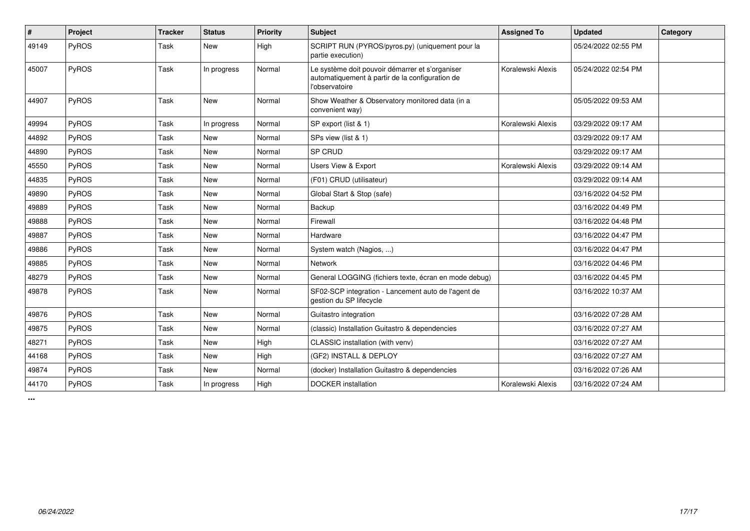| # | Project | Tracker | Status | Priority | Subject | Assigned To | Updated | Category |
|---|---|---|---|---|---|---|---|---|
| 49149 | PyROS | Task | New | High | SCRIPT RUN (PYROS/pyros.py) (uniquement pour la partie execution) | | 05/24/2022 02:55 PM | |
| 45007 | PyROS | Task | In progress | Normal | Le système doit pouvoir démarrer et s'organiser automatiquement à partir de la configuration de l'observatoire | Koralewski Alexis | 05/24/2022 02:54 PM | |
| 44907 | PyROS | Task | New | Normal | Show Weather & Observatory monitored data (in a convenient way) | | 05/05/2022 09:53 AM | |
| 49994 | PyROS | Task | In progress | Normal | SP export (list & 1) | Koralewski Alexis | 03/29/2022 09:17 AM | |
| 44892 | PyROS | Task | New | Normal | SPs view (list & 1) | | 03/29/2022 09:17 AM | |
| 44890 | PyROS | Task | New | Normal | SP CRUD | | 03/29/2022 09:17 AM | |
| 45550 | PyROS | Task | New | Normal | Users View & Export | Koralewski Alexis | 03/29/2022 09:14 AM | |
| 44835 | PyROS | Task | New | Normal | (F01) CRUD (utilisateur) | | 03/29/2022 09:14 AM | |
| 49890 | PyROS | Task | New | Normal | Global Start & Stop (safe) | | 03/16/2022 04:52 PM | |
| 49889 | PyROS | Task | New | Normal | Backup | | 03/16/2022 04:49 PM | |
| 49888 | PyROS | Task | New | Normal | Firewall | | 03/16/2022 04:48 PM | |
| 49887 | PyROS | Task | New | Normal | Hardware | | 03/16/2022 04:47 PM | |
| 49886 | PyROS | Task | New | Normal | System watch (Nagios, ...) | | 03/16/2022 04:47 PM | |
| 49885 | PyROS | Task | New | Normal | Network | | 03/16/2022 04:46 PM | |
| 48279 | PyROS | Task | New | Normal | General LOGGING (fichiers texte, écran en mode debug) | | 03/16/2022 04:45 PM | |
| 49878 | PyROS | Task | New | Normal | SF02-SCP integration - Lancement auto de l'agent de gestion du SP lifecycle | | 03/16/2022 10:37 AM | |
| 49876 | PyROS | Task | New | Normal | Guitastro integration | | 03/16/2022 07:28 AM | |
| 49875 | PyROS | Task | New | Normal | (classic) Installation Guitastro & dependencies | | 03/16/2022 07:27 AM | |
| 48271 | PyROS | Task | New | High | CLASSIC installation (with venv) | | 03/16/2022 07:27 AM | |
| 44168 | PyROS | Task | New | High | (GF2) INSTALL & DEPLOY | | 03/16/2022 07:27 AM | |
| 49874 | PyROS | Task | New | Normal | (docker) Installation Guitastro & dependencies | | 03/16/2022 07:26 AM | |
| 44170 | PyROS | Task | In progress | High | DOCKER installation | Koralewski Alexis | 03/16/2022 07:24 AM | |

...